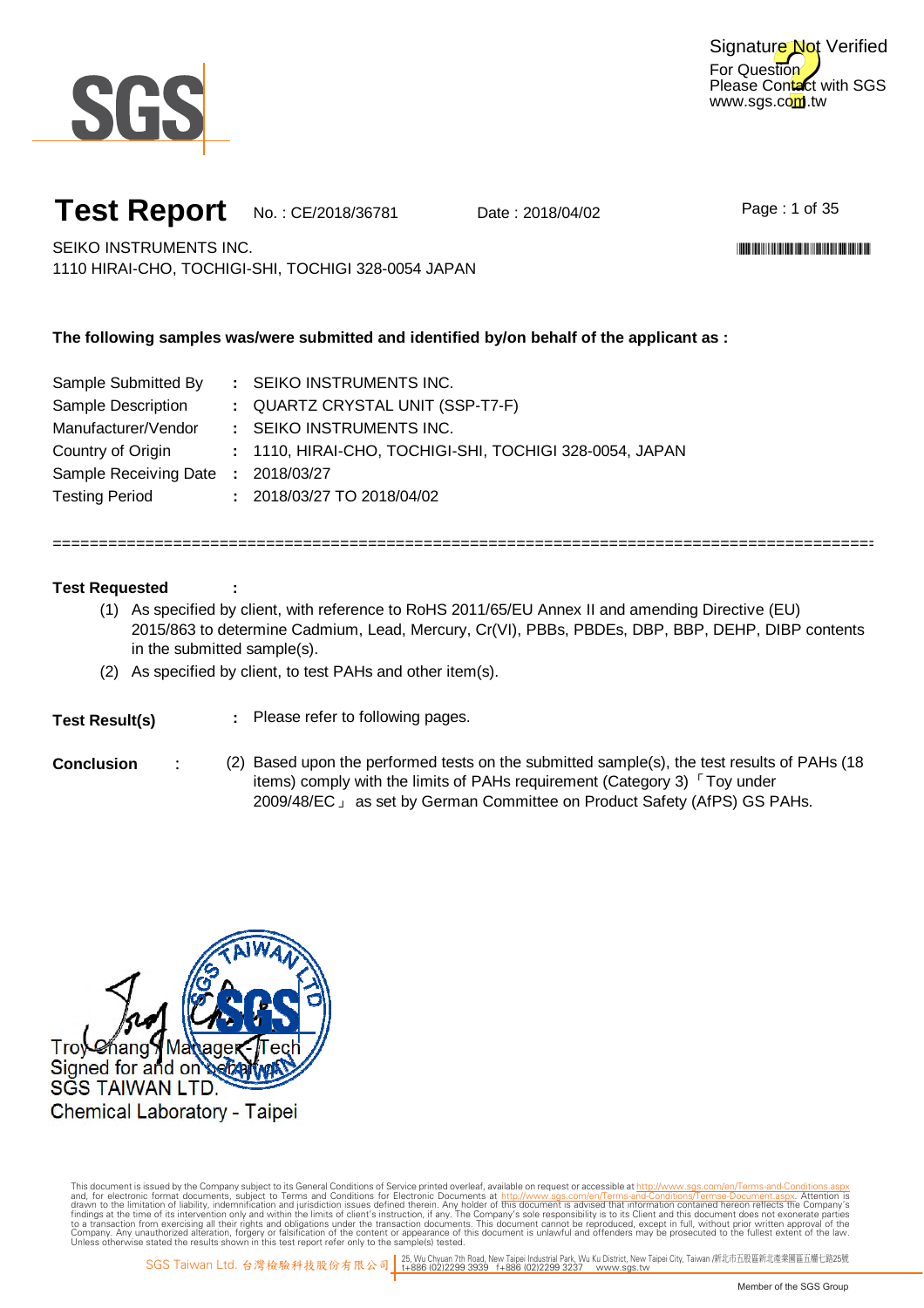Signature Not Verified
For Question
Please Contact with SGS
www.sgs.com.tw

# Test Report

No. : CE/2018/36781 Date : 2018/04/02

SEIKO INSTRUMENTS INC.
1110 HIRAI-CHO, TOCHIGI-SHI, TOCHIGI 328-0054 JAPAN

**The following samples was/were submitted and identified by/on behalf of the applicant as :**

| | | |
|---|---|---|
| Sample Submitted By | : | SEIKO INSTRUMENTS INC. |
| Sample Description | : | QUARTZ CRYSTAL UNIT (SSP-T7-F) |
| Manufacturer/Vendor | : | SEIKO INSTRUMENTS INC. |
| Country of Origin | : | 1110, HIRAI-CHO, TOCHIGI-SHI, TOCHIGI 328-0054, JAPAN |
| Sample Receiving Date | : | 2018/03/27 |
| Testing Period | : | 2018/03/27 TO 2018/04/02 |

==========================================================================================

**Test Requested** :

(1) As specified by client, with reference to RoHS 2011/65/EU Annex II and amending Directive (EU) 2015/863 to determine Cadmium, Lead, Mercury, Cr(VI), PBBs, PBDEs, DBP, BBP, DEHP, DIBP contents in the submitted sample(s).

(2) As specified by client, to test PAHs and other item(s).

**Test Result(s)** : Please refer to following pages.

**Conclusion** : (2) Based upon the performed tests on the submitted sample(s), the test results of PAHs (18 items) comply with the limits of PAHs requirement (Category 3) 「Toy under 2009/48/EC」 as set by German Committee on Product Safety (AfPS) GS PAHs.

Troy Chang / Manager - Tech
Signed for and on behalf of
SGS TAIWAN LTD.
Chemical Laboratory - Taipei

This document is issued by the Company subject to its General Conditions of Service printed overleaf, available on request or accessible at http://www.sgs.com/en/Terms-and-Conditions.aspx and, for electronic format documents, subject to Terms and Conditions for Electronic Documents at http://www.sgs.com/en/Terms-and-Conditions/Terms-e-Document.aspx. Attention is drawn to the limitation of liability, indemnification and jurisdiction issues defined therein. Any holder of this document is advised that information contained hereon reflects the Company's findings at the time of its intervention only and within the limits of client's instruction, if any. The Company's sole responsibility is to its Client and this document does not exonerate parties to a transaction from exercising all their rights and obligations under the transaction documents. This document cannot be reproduced, except in full, without prior written approval of the Company. Any unauthorized alteration, forgery or falsification of the content or appearance of this document is unlawful and offenders may be prosecuted to the fullest extent of the law. Unless otherwise stated the results shown in this test report refer only to the sample(s) tested.

SGS Taiwan Ltd. 台灣檢驗科技股份有限公司 | 25, Wu Chyuan 7th Road, New Taipei Industrial Park, Wu Ku District, New Taipei City, Taiwan /新北市五股區新北產業園區五權七路25號 t+886 (02)2299 3939 f+886 (02)2299 3237 www.sgs.tw

Member of the SGS Group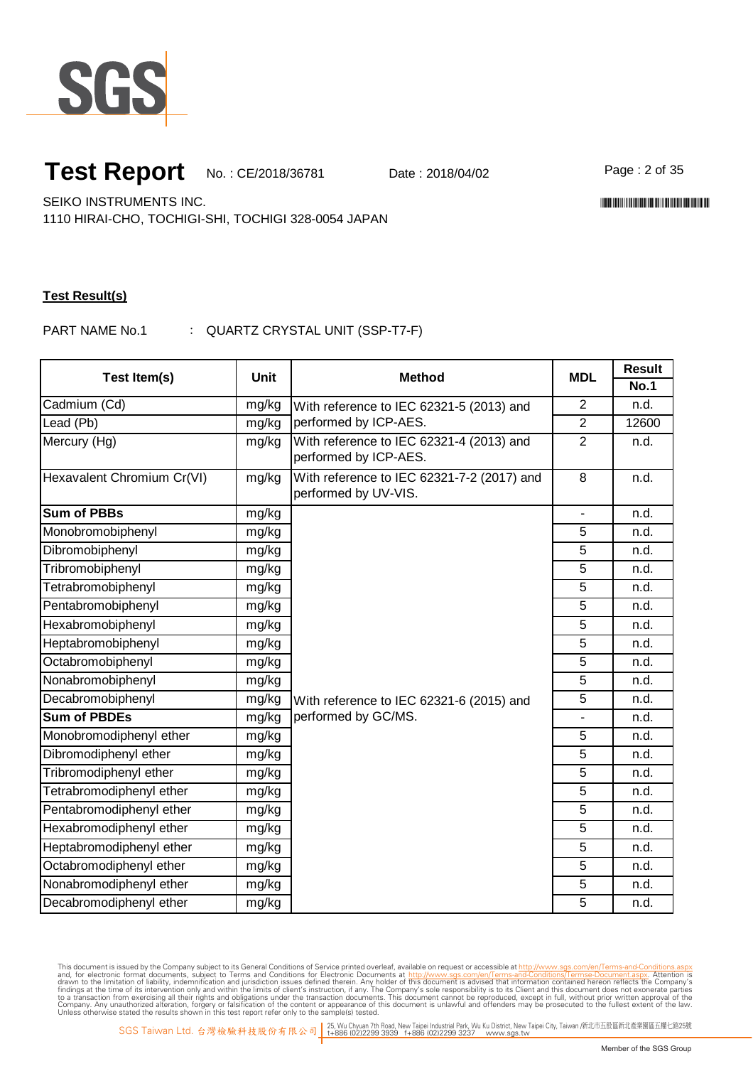# Test Report

No. : CE/2018/36781　　Date : 2018/04/02

SEIKO INSTRUMENTS INC.
1110 HIRAI-CHO, TOCHIGI-SHI, TOCHIGI 328-0054 JAPAN

**Test Result(s)**

PART NAME No.1　　: QUARTZ CRYSTAL UNIT (SSP-T7-F)

| Test Item(s) | Unit | Method | MDL | Result |
|---|---|---|---|---|
| | | | | **No.1** |
| Cadmium (Cd) | mg/kg | With reference to IEC 62321-5 (2013) and performed by ICP-AES. | 2 | n.d. |
| Lead (Pb) | mg/kg | | 2 | 12600 |
| Mercury (Hg) | mg/kg | With reference to IEC 62321-4 (2013) and performed by ICP-AES. | 2 | n.d. |
| Hexavalent Chromium Cr(VI) | mg/kg | With reference to IEC 62321-7-2 (2017) and performed by UV-VIS. | 8 | n.d. |
| **Sum of PBBs** | mg/kg | With reference to IEC 62321-6 (2015) and performed by GC/MS. | - | n.d. |
| Monobromobiphenyl | mg/kg | | 5 | n.d. |
| Dibromobiphenyl | mg/kg | | 5 | n.d. |
| Tribromobiphenyl | mg/kg | | 5 | n.d. |
| Tetrabromobiphenyl | mg/kg | | 5 | n.d. |
| Pentabromobiphenyl | mg/kg | | 5 | n.d. |
| Hexabromobiphenyl | mg/kg | | 5 | n.d. |
| Heptabromobiphenyl | mg/kg | | 5 | n.d. |
| Octabromobiphenyl | mg/kg | | 5 | n.d. |
| Nonabromobiphenyl | mg/kg | | 5 | n.d. |
| Decabromobiphenyl | mg/kg | | 5 | n.d. |
| **Sum of PBDEs** | mg/kg | | - | n.d. |
| Monobromodiphenyl ether | mg/kg | | 5 | n.d. |
| Dibromodiphenyl ether | mg/kg | | 5 | n.d. |
| Tribromodiphenyl ether | mg/kg | | 5 | n.d. |
| Tetrabromodiphenyl ether | mg/kg | | 5 | n.d. |
| Pentabromodiphenyl ether | mg/kg | | 5 | n.d. |
| Hexabromodiphenyl ether | mg/kg | | 5 | n.d. |
| Heptabromodiphenyl ether | mg/kg | | 5 | n.d. |
| Octabromodiphenyl ether | mg/kg | | 5 | n.d. |
| Nonabromodiphenyl ether | mg/kg | | 5 | n.d. |
| Decabromodiphenyl ether | mg/kg | | 5 | n.d. |

This document is issued by the Company subject to its General Conditions of Service printed overleaf, available on request or accessible at http://www.sgs.com/en/Terms-and-Conditions.aspx and, for electronic format documents, subject to Terms and Conditions for Electronic Documents at http://www.sgs.com/en/Terms-and-Conditions/Terms-e-Document.aspx. Attention is drawn to the limitation of liability, indemnification and jurisdiction issues defined therein. Any holder of this document is advised that information contained hereon reflects the Company's findings at the time of its intervention only and within the limits of client's instruction, if any. The Company's sole responsibility is to its Client and this document does not exonerate parties to a transaction from exercising all their rights and obligations under the transaction documents. This document cannot be reproduced, except in full, without prior written approval of the Company. Any unauthorized alteration, forgery or falsification of the content or appearance of this document is unlawful and offenders may be prosecuted to the fullest extent of the law. Unless otherwise stated the results shown in this test report refer only to the sample(s) tested.

SGS Taiwan Ltd. 台灣檢驗科技股份有限公司 | 25, Wu Chyuan 7th Road, New Taipei Industrial Park, Wu Ku District, New Taipei City, Taiwan /新北市五股區新北產業園區五權七路25號 t+886 (02)2299 3939 f+886 (02)2299 3237 www.sgs.tw

Member of the SGS Group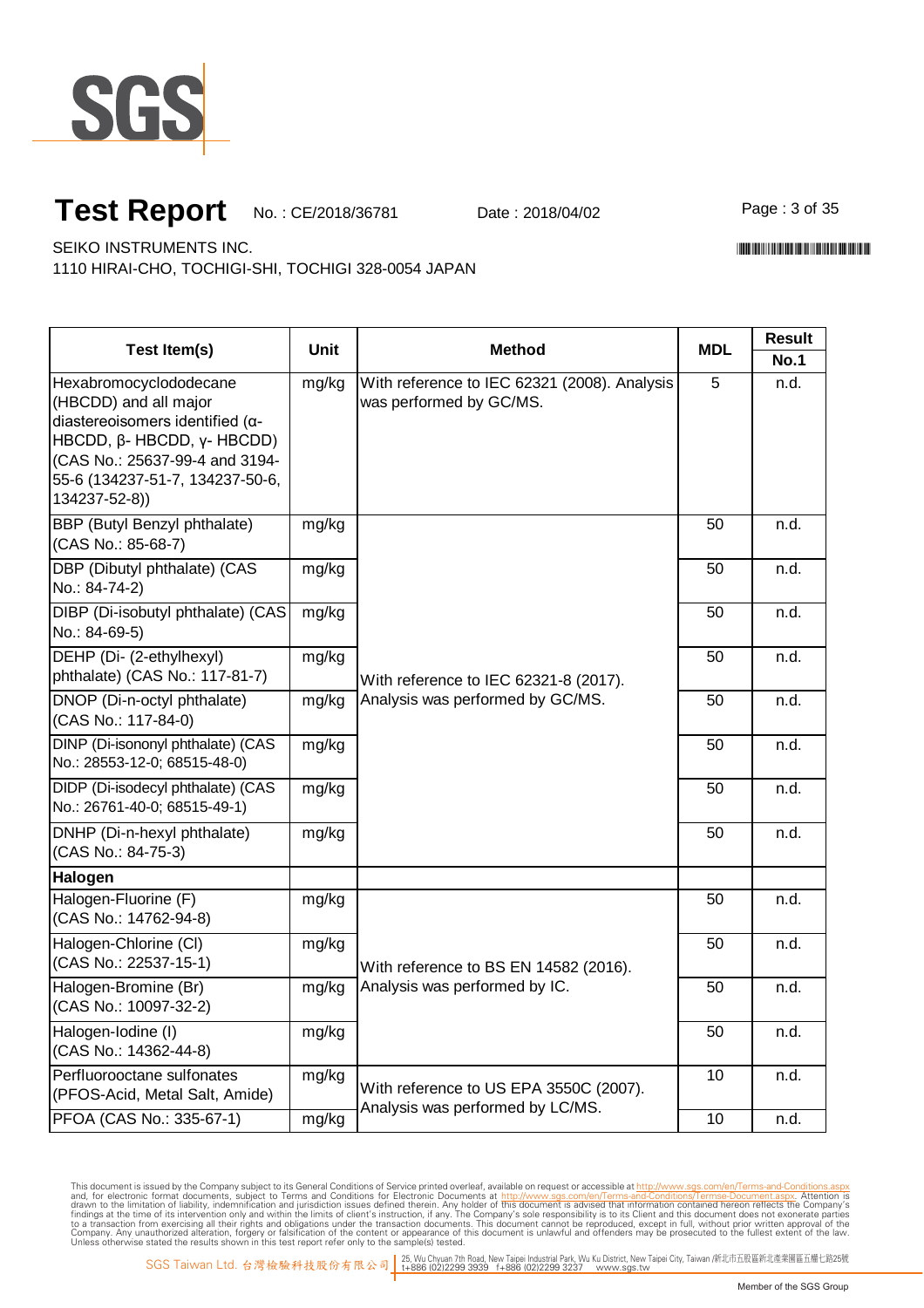# Test Report

No. : CE/2018/36781 Date : 2018/04/02

SEIKO INSTRUMENTS INC.
1110 HIRAI-CHO, TOCHIGI-SHI, TOCHIGI 328-0054 JAPAN

| Test Item(s) | Unit | Method | MDL | Result |
|---|---|---|---|---|
| | | | | No.1 |
| Hexabromocyclododecane (HBCDD) and all major diastereoisomers identified (α- HBCDD, β- HBCDD, γ- HBCDD) (CAS No.: 25637-99-4 and 3194-55-6 (134237-51-7, 134237-50-6, 134237-52-8)) | mg/kg | With reference to IEC 62321 (2008). Analysis was performed by GC/MS. | 5 | n.d. |
| BBP (Butyl Benzyl phthalate) (CAS No.: 85-68-7) | mg/kg | With reference to IEC 62321-8 (2017). Analysis was performed by GC/MS. | 50 | n.d. |
| DBP (Dibutyl phthalate) (CAS No.: 84-74-2) | mg/kg | | 50 | n.d. |
| DIBP (Di-isobutyl phthalate) (CAS No.: 84-69-5) | mg/kg | | 50 | n.d. |
| DEHP (Di- (2-ethylhexyl) phthalate) (CAS No.: 117-81-7) | mg/kg | | 50 | n.d. |
| DNOP (Di-n-octyl phthalate) (CAS No.: 117-84-0) | mg/kg | | 50 | n.d. |
| DINP (Di-isononyl phthalate) (CAS No.: 28553-12-0; 68515-48-0) | mg/kg | | 50 | n.d. |
| DIDP (Di-isodecyl phthalate) (CAS No.: 26761-40-0; 68515-49-1) | mg/kg | | 50 | n.d. |
| DNHP (Di-n-hexyl phthalate) (CAS No.: 84-75-3) | mg/kg | | 50 | n.d. |
| **Halogen** | | | | |
| Halogen-Fluorine (F) (CAS No.: 14762-94-8) | mg/kg | With reference to BS EN 14582 (2016). Analysis was performed by IC. | 50 | n.d. |
| Halogen-Chlorine (Cl) (CAS No.: 22537-15-1) | mg/kg | | 50 | n.d. |
| Halogen-Bromine (Br) (CAS No.: 10097-32-2) | mg/kg | | 50 | n.d. |
| Halogen-Iodine (I) (CAS No.: 14362-44-8) | mg/kg | | 50 | n.d. |
| Perfluorooctane sulfonates (PFOS-Acid, Metal Salt, Amide) | mg/kg | With reference to US EPA 3550C (2007). Analysis was performed by LC/MS. | 10 | n.d. |
| PFOA (CAS No.: 335-67-1) | mg/kg | | 10 | n.d. |

This document is issued by the Company subject to its General Conditions of Service printed overleaf, available on request or accessible at http://www.sgs.com/en/Terms-and-Conditions.aspx and, for electronic format documents, subject to Terms and Conditions for Electronic Documents at http://www.sgs.com/en/Terms-and-Conditions/Termse-Document.aspx. Attention is drawn to the limitation of liability, indemnification and jurisdiction issues defined therein. Any holder of this document is advised that information contained hereon reflects the Company's findings at the time of its intervention only and within the limits of client's instruction, if any. The Company's sole responsibility is to its Client and this document does not exonerate parties to a transaction from exercising all their rights and obligations under the transaction documents. This document cannot be reproduced, except in full, without prior written approval of the Company. Any unauthorized alteration, forgery or falsification of the content or appearance of this document is unlawful and offenders may be prosecuted to the fullest extent of the law. Unless otherwise stated the results shown in this test report refer only to the sample(s) tested.

SGS Taiwan Ltd. 台灣檢驗科技股份有限公司 | 25, Wu Chyuan 7th Road, New Taipei Industrial Park, Wu Ku District, New Taipei City, Taiwan /新北市五股區新北產業園區五權七路25號 t+886 (02)2299 3939 f+886 (02)2299 3237 www.sgs.tw

Member of the SGS Group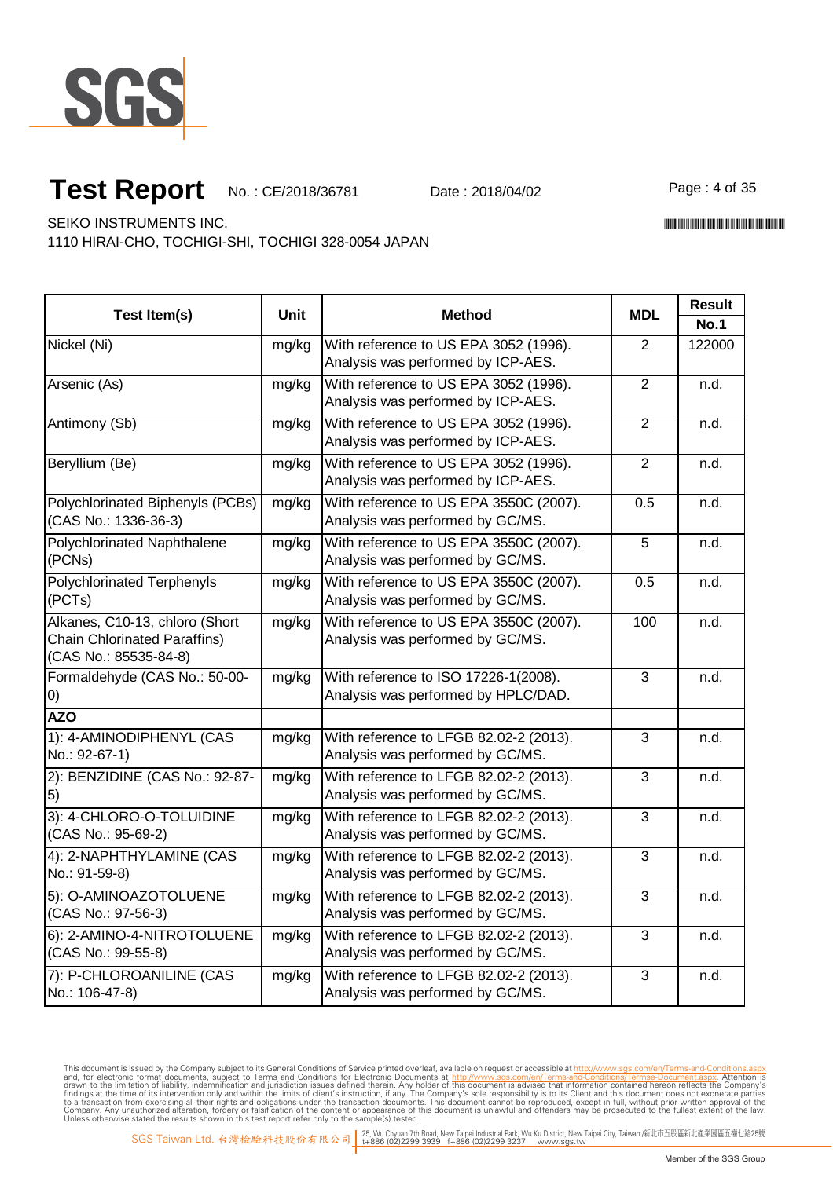# Test Report

No. : CE/2018/36781 Date : 2018/04/02

SEIKO INSTRUMENTS INC.
1110 HIRAI-CHO, TOCHIGI-SHI, TOCHIGI 328-0054 JAPAN

| Test Item(s) | Unit | Method | MDL | Result |
|---|---|---|---|---|
| | | | | No.1 |
| Nickel (Ni) | mg/kg | With reference to US EPA 3052 (1996). Analysis was performed by ICP-AES. | 2 | 122000 |
| Arsenic (As) | mg/kg | With reference to US EPA 3052 (1996). Analysis was performed by ICP-AES. | 2 | n.d. |
| Antimony (Sb) | mg/kg | With reference to US EPA 3052 (1996). Analysis was performed by ICP-AES. | 2 | n.d. |
| Beryllium (Be) | mg/kg | With reference to US EPA 3052 (1996). Analysis was performed by ICP-AES. | 2 | n.d. |
| Polychlorinated Biphenyls (PCBs) (CAS No.: 1336-36-3) | mg/kg | With reference to US EPA 3550C (2007). Analysis was performed by GC/MS. | 0.5 | n.d. |
| Polychlorinated Naphthalene (PCNs) | mg/kg | With reference to US EPA 3550C (2007). Analysis was performed by GC/MS. | 5 | n.d. |
| Polychlorinated Terphenyls (PCTs) | mg/kg | With reference to US EPA 3550C (2007). Analysis was performed by GC/MS. | 0.5 | n.d. |
| Alkanes, C10-13, chloro (Short Chain Chlorinated Paraffins) (CAS No.: 85535-84-8) | mg/kg | With reference to US EPA 3550C (2007). Analysis was performed by GC/MS. | 100 | n.d. |
| Formaldehyde (CAS No.: 50-00-0) | mg/kg | With reference to ISO 17226-1(2008). Analysis was performed by HPLC/DAD. | 3 | n.d. |
| **AZO** | | | | |
| 1): 4-AMINODIPHENYL (CAS No.: 92-67-1) | mg/kg | With reference to LFGB 82.02-2 (2013). Analysis was performed by GC/MS. | 3 | n.d. |
| 2): BENZIDINE (CAS No.: 92-87-5) | mg/kg | With reference to LFGB 82.02-2 (2013). Analysis was performed by GC/MS. | 3 | n.d. |
| 3): 4-CHLORO-O-TOLUIDINE (CAS No.: 95-69-2) | mg/kg | With reference to LFGB 82.02-2 (2013). Analysis was performed by GC/MS. | 3 | n.d. |
| 4): 2-NAPHTHYLAMINE (CAS No.: 91-59-8) | mg/kg | With reference to LFGB 82.02-2 (2013). Analysis was performed by GC/MS. | 3 | n.d. |
| 5): O-AMINOAZOTOLUENE (CAS No.: 97-56-3) | mg/kg | With reference to LFGB 82.02-2 (2013). Analysis was performed by GC/MS. | 3 | n.d. |
| 6): 2-AMINO-4-NITROTOLUENE (CAS No.: 99-55-8) | mg/kg | With reference to LFGB 82.02-2 (2013). Analysis was performed by GC/MS. | 3 | n.d. |
| 7): P-CHLOROANILINE (CAS No.: 106-47-8) | mg/kg | With reference to LFGB 82.02-2 (2013). Analysis was performed by GC/MS. | 3 | n.d. |

This document is issued by the Company subject to its General Conditions of Service printed overleaf, available on request or accessible at http://www.sgs.com/en/Terms-and-Conditions.aspx and, for electronic format documents, subject to Terms and Conditions for Electronic Documents at http://www.sgs.com/en/Terms-and-Conditions/Terms-e-Document.aspx. Attention is drawn to the limitation of liability, indemnification and jurisdiction issues defined therein. Any holder of this document is advised that information contained hereon reflects the Company's findings at the time of its intervention only and within the limits of client's instruction, if any. The Company's sole responsibility is to its Client and this document does not exonerate parties to a transaction from exercising all their rights and obligations under the transaction documents. This document cannot be reproduced, except in full, without prior written approval of the Company. Any unauthorized alteration, forgery or falsification of the content or appearance of this document is unlawful and offenders may be prosecuted to the fullest extent of the law. Unless otherwise stated the results shown in this test report refer only to the sample(s) tested.

SGS Taiwan Ltd. 台灣檢驗科技股份有限公司 | 25, Wu Chyuan 7th Road, New Taipei Industrial Park, Wu Ku District, New Taipei City, Taiwan /新北市五股區新北產業園區五權七路25號 t+886 (02)2299 3939 f+886 (02)2299 3237 www.sgs.tw

Member of the SGS Group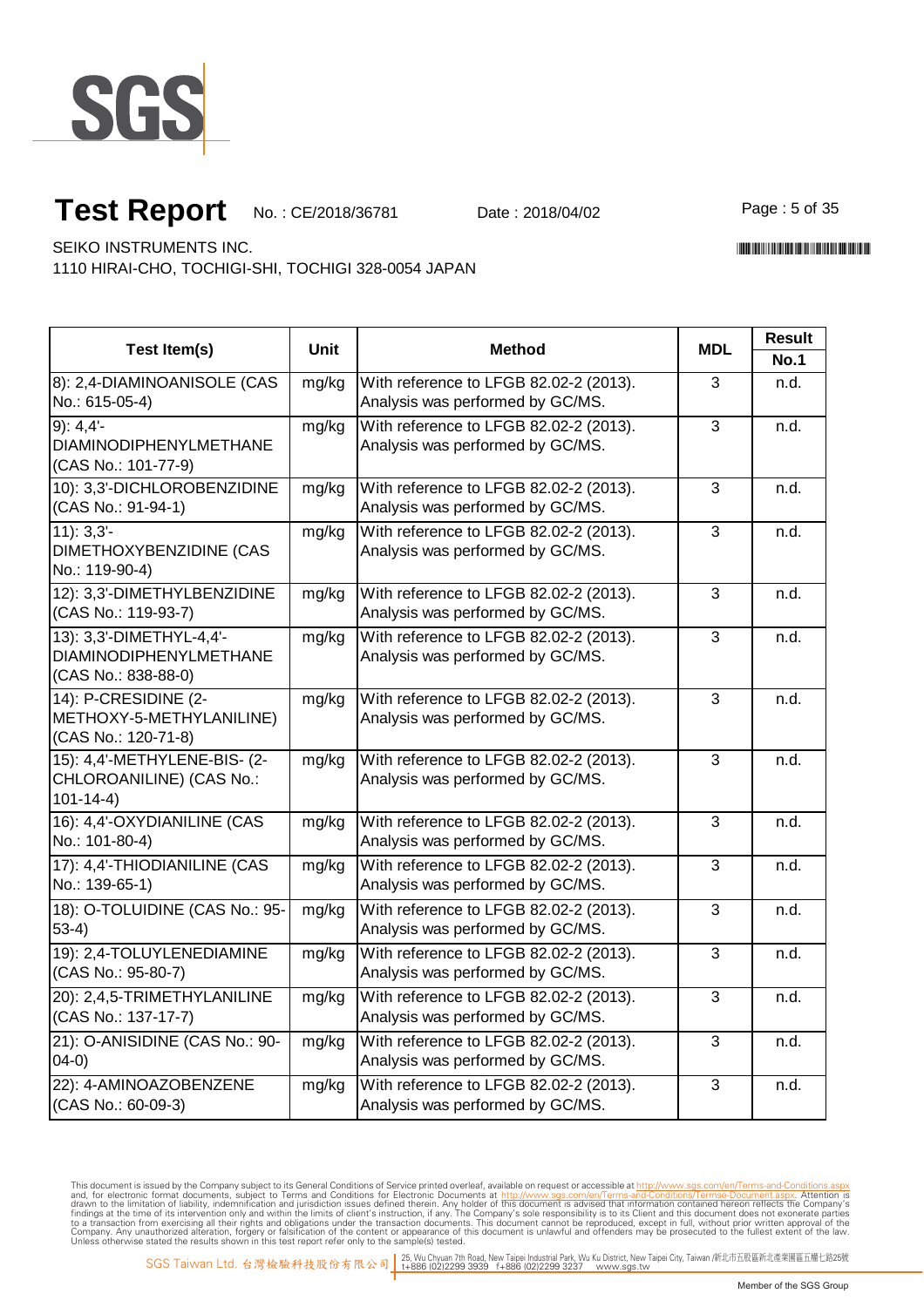# Test Report

No. : CE/2018/36781 Date : 2018/04/02

SEIKO INSTRUMENTS INC.
1110 HIRAI-CHO, TOCHIGI-SHI, TOCHIGI 328-0054 JAPAN

| Test Item(s) | Unit | Method | MDL | Result |
|---|---|---|---|---|
| | | | | No.1 |
| 8): 2,4-DIAMINOANISOLE (CAS No.: 615-05-4) | mg/kg | With reference to LFGB 82.02-2 (2013). Analysis was performed by GC/MS. | 3 | n.d. |
| 9): 4,4'-DIAMINODIPHENYLMETHANE (CAS No.: 101-77-9) | mg/kg | With reference to LFGB 82.02-2 (2013). Analysis was performed by GC/MS. | 3 | n.d. |
| 10): 3,3'-DICHLOROBENZIDINE (CAS No.: 91-94-1) | mg/kg | With reference to LFGB 82.02-2 (2013). Analysis was performed by GC/MS. | 3 | n.d. |
| 11): 3,3'-DIMETHOXYBENZIDINE (CAS No.: 119-90-4) | mg/kg | With reference to LFGB 82.02-2 (2013). Analysis was performed by GC/MS. | 3 | n.d. |
| 12): 3,3'-DIMETHYLBENZIDINE (CAS No.: 119-93-7) | mg/kg | With reference to LFGB 82.02-2 (2013). Analysis was performed by GC/MS. | 3 | n.d. |
| 13): 3,3'-DIMETHYL-4,4'-DIAMINODIPHENYLMETHANE (CAS No.: 838-88-0) | mg/kg | With reference to LFGB 82.02-2 (2013). Analysis was performed by GC/MS. | 3 | n.d. |
| 14): P-CRESIDINE (2-METHOXY-5-METHYLANILINE) (CAS No.: 120-71-8) | mg/kg | With reference to LFGB 82.02-2 (2013). Analysis was performed by GC/MS. | 3 | n.d. |
| 15): 4,4'-METHYLENE-BIS- (2-CHLOROANILINE) (CAS No.: 101-14-4) | mg/kg | With reference to LFGB 82.02-2 (2013). Analysis was performed by GC/MS. | 3 | n.d. |
| 16): 4,4'-OXYDIANILINE (CAS No.: 101-80-4) | mg/kg | With reference to LFGB 82.02-2 (2013). Analysis was performed by GC/MS. | 3 | n.d. |
| 17): 4,4'-THIODIANILINE (CAS No.: 139-65-1) | mg/kg | With reference to LFGB 82.02-2 (2013). Analysis was performed by GC/MS. | 3 | n.d. |
| 18): O-TOLUIDINE (CAS No.: 95-53-4) | mg/kg | With reference to LFGB 82.02-2 (2013). Analysis was performed by GC/MS. | 3 | n.d. |
| 19): 2,4-TOLUYLENEDIAMINE (CAS No.: 95-80-7) | mg/kg | With reference to LFGB 82.02-2 (2013). Analysis was performed by GC/MS. | 3 | n.d. |
| 20): 2,4,5-TRIMETHYLANILINE (CAS No.: 137-17-7) | mg/kg | With reference to LFGB 82.02-2 (2013). Analysis was performed by GC/MS. | 3 | n.d. |
| 21): O-ANISIDINE (CAS No.: 90-04-0) | mg/kg | With reference to LFGB 82.02-2 (2013). Analysis was performed by GC/MS. | 3 | n.d. |
| 22): 4-AMINOAZOBENZENE (CAS No.: 60-09-3) | mg/kg | With reference to LFGB 82.02-2 (2013). Analysis was performed by GC/MS. | 3 | n.d. |

This document is issued by the Company subject to its General Conditions of Service printed overleaf, available on request or accessible at http://www.sgs.com/en/Terms-and-Conditions.aspx and, for electronic format documents, subject to Terms and Conditions for Electronic Documents at http://www.sgs.com/en/Terms-and-Conditions/Terms-e-Document.aspx. Attention is drawn to the limitation of liability, indemnification and jurisdiction issues defined therein. Any holder of this document is advised that information contained hereon reflects the Company's findings at the time of its intervention only and within the limits of client's instruction, if any. The Company's sole responsibility is to its Client and this document does not exonerate parties to a transaction from exercising all their rights and obligations under the transaction documents. This document cannot be reproduced, except in full, without prior written approval of the Company. Any unauthorized alteration, forgery or falsification of the content or appearance of this document is unlawful and offenders may be prosecuted to the fullest extent of the law. Unless otherwise stated the results shown in this test report refer only to the sample(s) tested.

SGS Taiwan Ltd. 台灣檢驗科技股份有限公司 | 25, Wu Chyuan 7th Road, New Taipei Industrial Park, Wu Ku District, New Taipei City, Taiwan /新北市五股區新北產業園區五權七路25號 t+886 (02)2299 3939 f+886 (02)2299 3237 www.sgs.tw

Member of the SGS Group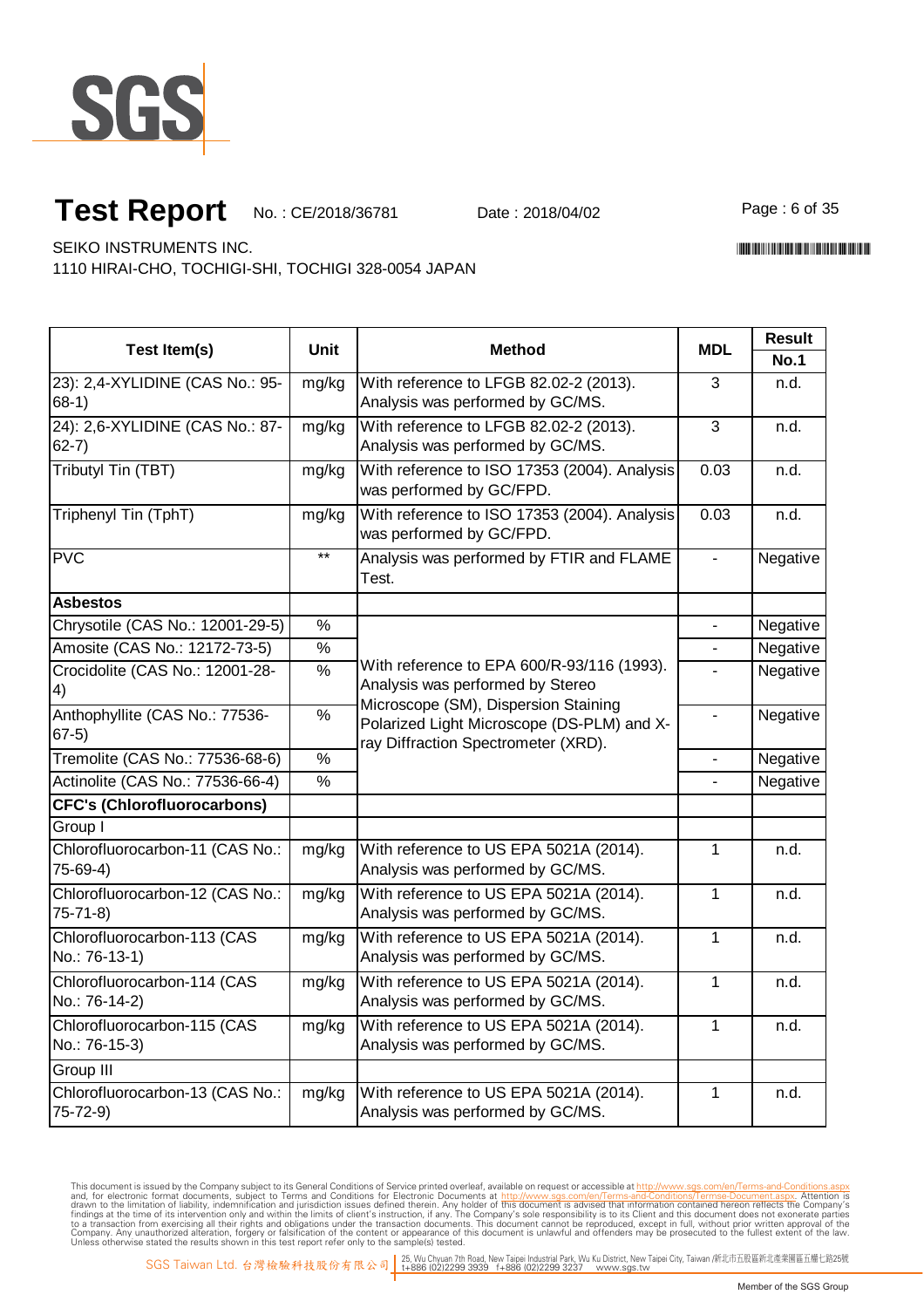# Test Report

No. : CE/2018/36781 Date : 2018/04/02

SEIKO INSTRUMENTS INC.
1110 HIRAI-CHO, TOCHIGI-SHI, TOCHIGI 328-0054 JAPAN

| Test Item(s) | Unit | Method | MDL | Result No.1 |
|---|---|---|---|---|
| 23): 2,4-XYLIDINE (CAS No.: 95-68-1) | mg/kg | With reference to LFGB 82.02-2 (2013). Analysis was performed by GC/MS. | 3 | n.d. |
| 24): 2,6-XYLIDINE (CAS No.: 87-62-7) | mg/kg | With reference to LFGB 82.02-2 (2013). Analysis was performed by GC/MS. | 3 | n.d. |
| Tributyl Tin (TBT) | mg/kg | With reference to ISO 17353 (2004). Analysis was performed by GC/FPD. | 0.03 | n.d. |
| Triphenyl Tin (TphT) | mg/kg | With reference to ISO 17353 (2004). Analysis was performed by GC/FPD. | 0.03 | n.d. |
| PVC | ** | Analysis was performed by FTIR and FLAME Test. | - | Negative |
| **Asbestos** | | | | |
| Chrysotile (CAS No.: 12001-29-5) | % | With reference to EPA 600/R-93/116 (1993). Analysis was performed by Stereo Microscope (SM), Dispersion Staining Polarized Light Microscope (DS-PLM) and X-ray Diffraction Spectrometer (XRD). | - | Negative |
| Amosite (CAS No.: 12172-73-5) | % | | - | Negative |
| Crocidolite (CAS No.: 12001-28-4) | % | | - | Negative |
| Anthophyllite (CAS No.: 77536-67-5) | % | | - | Negative |
| Tremolite (CAS No.: 77536-68-6) | % | | - | Negative |
| Actinolite (CAS No.: 77536-66-4) | % | | - | Negative |
| **CFC's (Chlorofluorocarbons)** | | | | |
| Group I | | | | |
| Chlorofluorocarbon-11 (CAS No.: 75-69-4) | mg/kg | With reference to US EPA 5021A (2014). Analysis was performed by GC/MS. | 1 | n.d. |
| Chlorofluorocarbon-12 (CAS No.: 75-71-8) | mg/kg | With reference to US EPA 5021A (2014). Analysis was performed by GC/MS. | 1 | n.d. |
| Chlorofluorocarbon-113 (CAS No.: 76-13-1) | mg/kg | With reference to US EPA 5021A (2014). Analysis was performed by GC/MS. | 1 | n.d. |
| Chlorofluorocarbon-114 (CAS No.: 76-14-2) | mg/kg | With reference to US EPA 5021A (2014). Analysis was performed by GC/MS. | 1 | n.d. |
| Chlorofluorocarbon-115 (CAS No.: 76-15-3) | mg/kg | With reference to US EPA 5021A (2014). Analysis was performed by GC/MS. | 1 | n.d. |
| Group III | | | | |
| Chlorofluorocarbon-13 (CAS No.: 75-72-9) | mg/kg | With reference to US EPA 5021A (2014). Analysis was performed by GC/MS. | 1 | n.d. |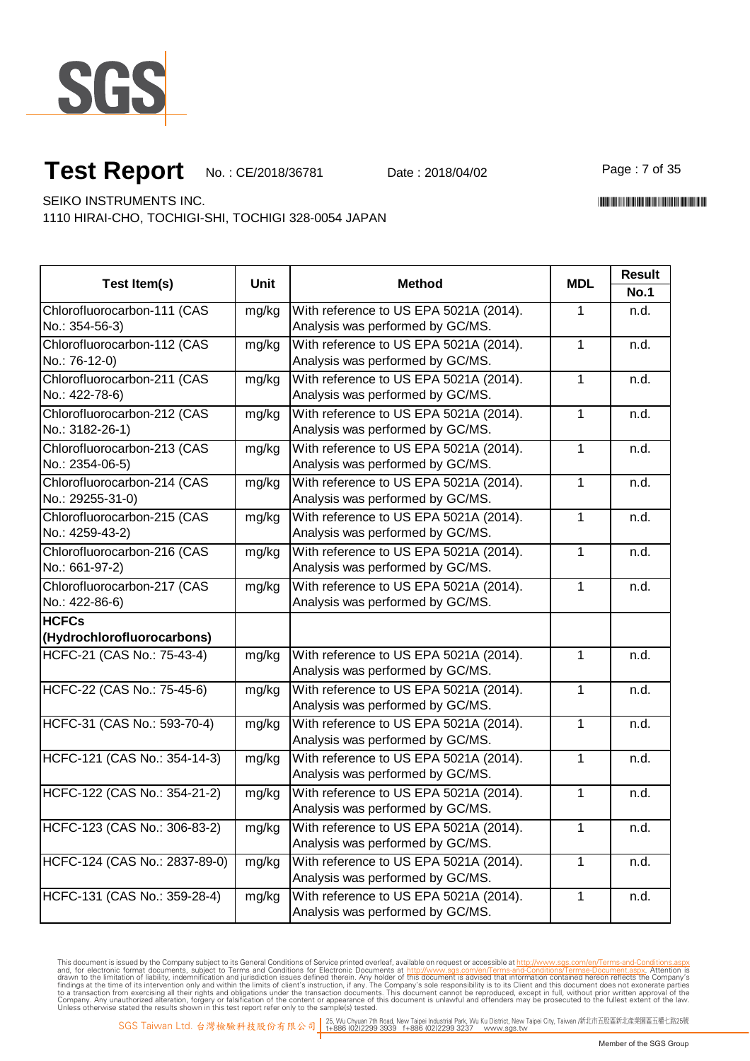# Test Report

No. : CE/2018/36781 Date : 2018/04/02

SEIKO INSTRUMENTS INC.
1110 HIRAI-CHO, TOCHIGI-SHI, TOCHIGI 328-0054 JAPAN

| Test Item(s) | Unit | Method | MDL | Result No.1 |
|---|---|---|---|---|
| Chlorofluorocarbon-111 (CAS No.: 354-56-3) | mg/kg | With reference to US EPA 5021A (2014). Analysis was performed by GC/MS. | 1 | n.d. |
| Chlorofluorocarbon-112 (CAS No.: 76-12-0) | mg/kg | With reference to US EPA 5021A (2014). Analysis was performed by GC/MS. | 1 | n.d. |
| Chlorofluorocarbon-211 (CAS No.: 422-78-6) | mg/kg | With reference to US EPA 5021A (2014). Analysis was performed by GC/MS. | 1 | n.d. |
| Chlorofluorocarbon-212 (CAS No.: 3182-26-1) | mg/kg | With reference to US EPA 5021A (2014). Analysis was performed by GC/MS. | 1 | n.d. |
| Chlorofluorocarbon-213 (CAS No.: 2354-06-5) | mg/kg | With reference to US EPA 5021A (2014). Analysis was performed by GC/MS. | 1 | n.d. |
| Chlorofluorocarbon-214 (CAS No.: 29255-31-0) | mg/kg | With reference to US EPA 5021A (2014). Analysis was performed by GC/MS. | 1 | n.d. |
| Chlorofluorocarbon-215 (CAS No.: 4259-43-2) | mg/kg | With reference to US EPA 5021A (2014). Analysis was performed by GC/MS. | 1 | n.d. |
| Chlorofluorocarbon-216 (CAS No.: 661-97-2) | mg/kg | With reference to US EPA 5021A (2014). Analysis was performed by GC/MS. | 1 | n.d. |
| Chlorofluorocarbon-217 (CAS No.: 422-86-6) | mg/kg | With reference to US EPA 5021A (2014). Analysis was performed by GC/MS. | 1 | n.d. |
| **HCFCs (Hydrochlorofluorocarbons)** | | | | |
| HCFC-21 (CAS No.: 75-43-4) | mg/kg | With reference to US EPA 5021A (2014). Analysis was performed by GC/MS. | 1 | n.d. |
| HCFC-22 (CAS No.: 75-45-6) | mg/kg | With reference to US EPA 5021A (2014). Analysis was performed by GC/MS. | 1 | n.d. |
| HCFC-31 (CAS No.: 593-70-4) | mg/kg | With reference to US EPA 5021A (2014). Analysis was performed by GC/MS. | 1 | n.d. |
| HCFC-121 (CAS No.: 354-14-3) | mg/kg | With reference to US EPA 5021A (2014). Analysis was performed by GC/MS. | 1 | n.d. |
| HCFC-122 (CAS No.: 354-21-2) | mg/kg | With reference to US EPA 5021A (2014). Analysis was performed by GC/MS. | 1 | n.d. |
| HCFC-123 (CAS No.: 306-83-2) | mg/kg | With reference to US EPA 5021A (2014). Analysis was performed by GC/MS. | 1 | n.d. |
| HCFC-124 (CAS No.: 2837-89-0) | mg/kg | With reference to US EPA 5021A (2014). Analysis was performed by GC/MS. | 1 | n.d. |
| HCFC-131 (CAS No.: 359-28-4) | mg/kg | With reference to US EPA 5021A (2014). Analysis was performed by GC/MS. | 1 | n.d. |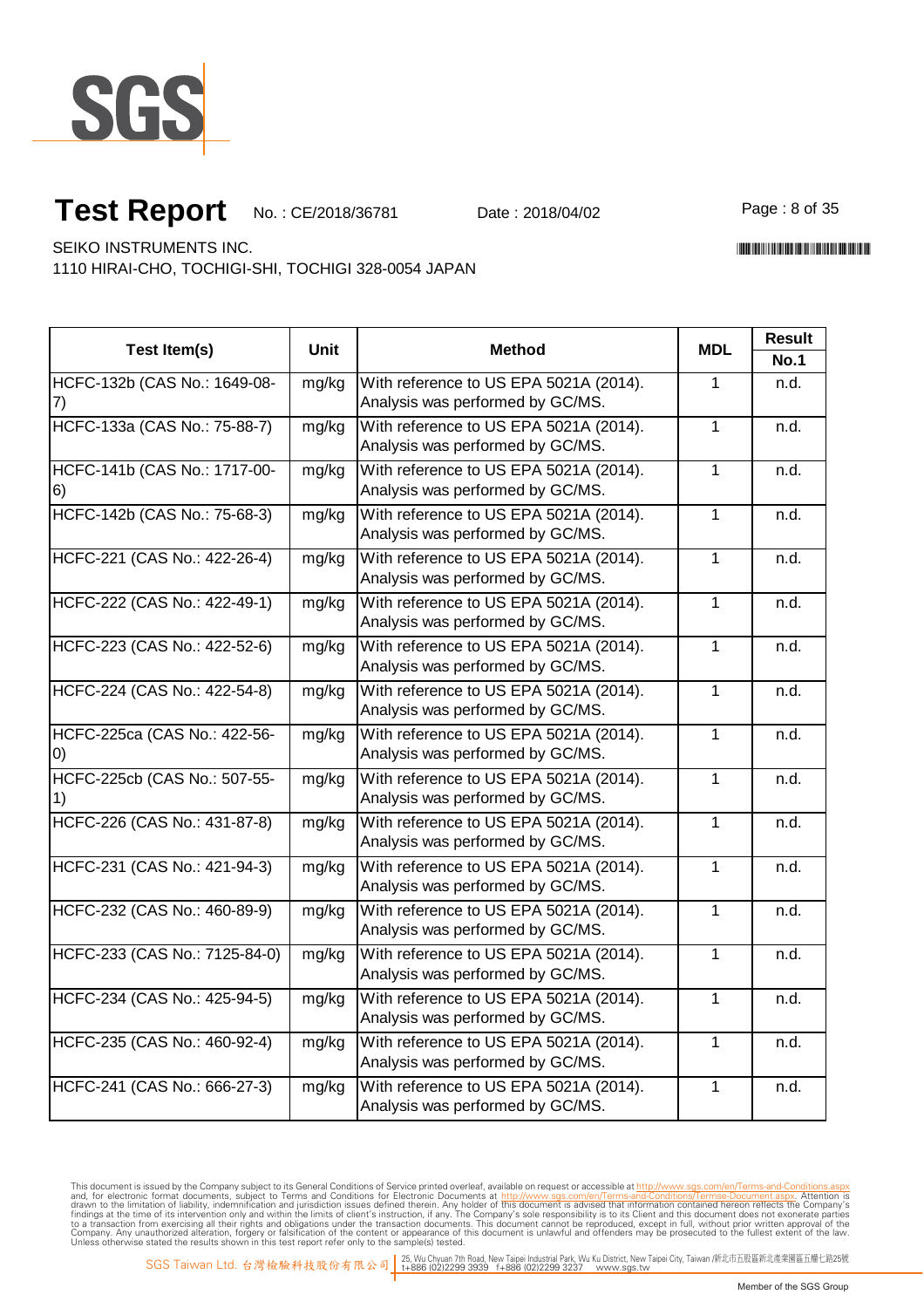# Test Report

No. : CE/2018/36781 Date : 2018/04/02

SEIKO INSTRUMENTS INC.
1110 HIRAI-CHO, TOCHIGI-SHI, TOCHIGI 328-0054 JAPAN

| Test Item(s) | Unit | Method | MDL | Result |
|---|---|---|---|---|
| | | | | No.1 |
| HCFC-132b (CAS No.: 1649-08-7) | mg/kg | With reference to US EPA 5021A (2014). Analysis was performed by GC/MS. | 1 | n.d. |
| HCFC-133a (CAS No.: 75-88-7) | mg/kg | With reference to US EPA 5021A (2014). Analysis was performed by GC/MS. | 1 | n.d. |
| HCFC-141b (CAS No.: 1717-00-6) | mg/kg | With reference to US EPA 5021A (2014). Analysis was performed by GC/MS. | 1 | n.d. |
| HCFC-142b (CAS No.: 75-68-3) | mg/kg | With reference to US EPA 5021A (2014). Analysis was performed by GC/MS. | 1 | n.d. |
| HCFC-221 (CAS No.: 422-26-4) | mg/kg | With reference to US EPA 5021A (2014). Analysis was performed by GC/MS. | 1 | n.d. |
| HCFC-222 (CAS No.: 422-49-1) | mg/kg | With reference to US EPA 5021A (2014). Analysis was performed by GC/MS. | 1 | n.d. |
| HCFC-223 (CAS No.: 422-52-6) | mg/kg | With reference to US EPA 5021A (2014). Analysis was performed by GC/MS. | 1 | n.d. |
| HCFC-224 (CAS No.: 422-54-8) | mg/kg | With reference to US EPA 5021A (2014). Analysis was performed by GC/MS. | 1 | n.d. |
| HCFC-225ca (CAS No.: 422-56-0) | mg/kg | With reference to US EPA 5021A (2014). Analysis was performed by GC/MS. | 1 | n.d. |
| HCFC-225cb (CAS No.: 507-55-1) | mg/kg | With reference to US EPA 5021A (2014). Analysis was performed by GC/MS. | 1 | n.d. |
| HCFC-226 (CAS No.: 431-87-8) | mg/kg | With reference to US EPA 5021A (2014). Analysis was performed by GC/MS. | 1 | n.d. |
| HCFC-231 (CAS No.: 421-94-3) | mg/kg | With reference to US EPA 5021A (2014). Analysis was performed by GC/MS. | 1 | n.d. |
| HCFC-232 (CAS No.: 460-89-9) | mg/kg | With reference to US EPA 5021A (2014). Analysis was performed by GC/MS. | 1 | n.d. |
| HCFC-233 (CAS No.: 7125-84-0) | mg/kg | With reference to US EPA 5021A (2014). Analysis was performed by GC/MS. | 1 | n.d. |
| HCFC-234 (CAS No.: 425-94-5) | mg/kg | With reference to US EPA 5021A (2014). Analysis was performed by GC/MS. | 1 | n.d. |
| HCFC-235 (CAS No.: 460-92-4) | mg/kg | With reference to US EPA 5021A (2014). Analysis was performed by GC/MS. | 1 | n.d. |
| HCFC-241 (CAS No.: 666-27-3) | mg/kg | With reference to US EPA 5021A (2014). Analysis was performed by GC/MS. | 1 | n.d. |

This document is issued by the Company subject to its General Conditions of Service printed overleaf, available on request or accessible at http://www.sgs.com/en/Terms-and-Conditions.aspx and, for electronic format documents, subject to Terms and Conditions for Electronic Documents at http://www.sgs.com/en/Terms-and-Conditions/Termse-Document.aspx. Attention is drawn to the limitation of liability, indemnification and jurisdiction issues defined therein. Any holder of this document is advised that information contained hereon reflects the Company's findings at the time of its intervention only and within the limits of client's instruction, if any. The Company's sole responsibility is to its Client and this document does not exonerate parties to a transaction from exercising all their rights and obligations under the transaction documents. This document cannot be reproduced, except in full, without prior written approval of the Company. Any unauthorized alteration, forgery or falsification of the content or appearance of this document is unlawful and offenders may be prosecuted to the fullest extent of the law. Unless otherwise stated the results shown in this test report refer only to the sample(s) tested.

SGS Taiwan Ltd. 台灣檢驗科技股份有限公司 | 25, Wu Chyuan 7th Road, New Taipei Industrial Park, Wu Ku District, New Taipei City, Taiwan /新北市五股區新北產業園區五權七路25號 t+886 (02)2299 3939 f+886 (02)2299 3237 www.sgs.tw

Member of the SGS Group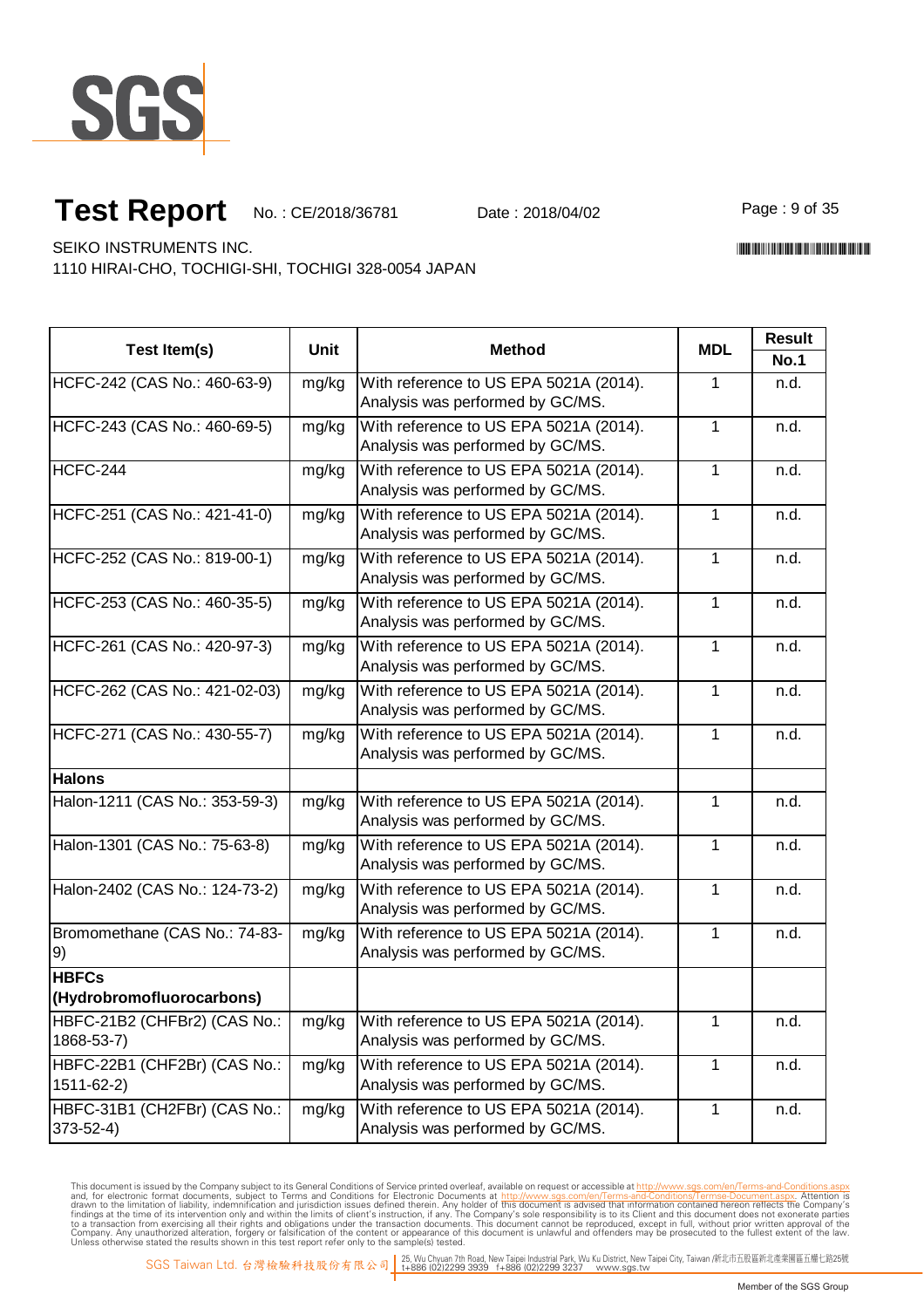# Test Report

No. : CE/2018/36781 Date : 2018/04/02

SEIKO INSTRUMENTS INC.
1110 HIRAI-CHO, TOCHIGI-SHI, TOCHIGI 328-0054 JAPAN

| Test Item(s) | Unit | Method | MDL | Result |
|---|---|---|---|---|
| | | | | No.1 |
| HCFC-242 (CAS No.: 460-63-9) | mg/kg | With reference to US EPA 5021A (2014). Analysis was performed by GC/MS. | 1 | n.d. |
| HCFC-243 (CAS No.: 460-69-5) | mg/kg | With reference to US EPA 5021A (2014). Analysis was performed by GC/MS. | 1 | n.d. |
| HCFC-244 | mg/kg | With reference to US EPA 5021A (2014). Analysis was performed by GC/MS. | 1 | n.d. |
| HCFC-251 (CAS No.: 421-41-0) | mg/kg | With reference to US EPA 5021A (2014). Analysis was performed by GC/MS. | 1 | n.d. |
| HCFC-252 (CAS No.: 819-00-1) | mg/kg | With reference to US EPA 5021A (2014). Analysis was performed by GC/MS. | 1 | n.d. |
| HCFC-253 (CAS No.: 460-35-5) | mg/kg | With reference to US EPA 5021A (2014). Analysis was performed by GC/MS. | 1 | n.d. |
| HCFC-261 (CAS No.: 420-97-3) | mg/kg | With reference to US EPA 5021A (2014). Analysis was performed by GC/MS. | 1 | n.d. |
| HCFC-262 (CAS No.: 421-02-03) | mg/kg | With reference to US EPA 5021A (2014). Analysis was performed by GC/MS. | 1 | n.d. |
| HCFC-271 (CAS No.: 430-55-7) | mg/kg | With reference to US EPA 5021A (2014). Analysis was performed by GC/MS. | 1 | n.d. |
| **Halons** | | | | |
| Halon-1211 (CAS No.: 353-59-3) | mg/kg | With reference to US EPA 5021A (2014). Analysis was performed by GC/MS. | 1 | n.d. |
| Halon-1301 (CAS No.: 75-63-8) | mg/kg | With reference to US EPA 5021A (2014). Analysis was performed by GC/MS. | 1 | n.d. |
| Halon-2402 (CAS No.: 124-73-2) | mg/kg | With reference to US EPA 5021A (2014). Analysis was performed by GC/MS. | 1 | n.d. |
| Bromomethane (CAS No.: 74-83-9) | mg/kg | With reference to US EPA 5021A (2014). Analysis was performed by GC/MS. | 1 | n.d. |
| **HBFCs (Hydrobromofluorocarbons)** | | | | |
| HBFC-21B2 ($CHFBr_2$) (CAS No.: 1868-53-7) | mg/kg | With reference to US EPA 5021A (2014). Analysis was performed by GC/MS. | 1 | n.d. |
| HBFC-22B1 ($CHF_2Br$) (CAS No.: 1511-62-2) | mg/kg | With reference to US EPA 5021A (2014). Analysis was performed by GC/MS. | 1 | n.d. |
| HBFC-31B1 ($CH_2FBr$) (CAS No.: 373-52-4) | mg/kg | With reference to US EPA 5021A (2014). Analysis was performed by GC/MS. | 1 | n.d. |

This document is issued by the Company subject to its General Conditions of Service printed overleaf, available on request or accessible at http://www.sgs.com/en/Terms-and-Conditions.aspx and, for electronic format documents, subject to Terms and Conditions for Electronic Documents at http://www.sgs.com/en/Terms-and-Conditions/Terms-e-Document.aspx. Attention is drawn to the limitation of liability, indemnification and jurisdiction issues defined therein. Any holder of this document is advised that information contained hereon reflects the Company's findings at the time of its intervention only and within the limits of client's instruction, if any. The Company's sole responsibility is to its Client and this document does not exonerate parties to a transaction from exercising all their rights and obligations under the transaction documents. This document cannot be reproduced, except in full, without prior written approval of the Company. Any unauthorized alteration, forgery or falsification of the content or appearance of this document is unlawful and offenders may be prosecuted to the fullest extent of the law. Unless otherwise stated the results shown in this test report refer only to the sample(s) tested.

SGS Taiwan Ltd. 台灣檢驗科技股份有限公司 | 25, Wu Chyuan 7th Road, New Taipei Industrial Park, Wu Ku District, New Taipei City, Taiwan /新北市五股區新北產業園區五權七路25號 t+886 (02)2299 3939 f+886 (02)2299 3237 www.sgs.tw

Member of the SGS Group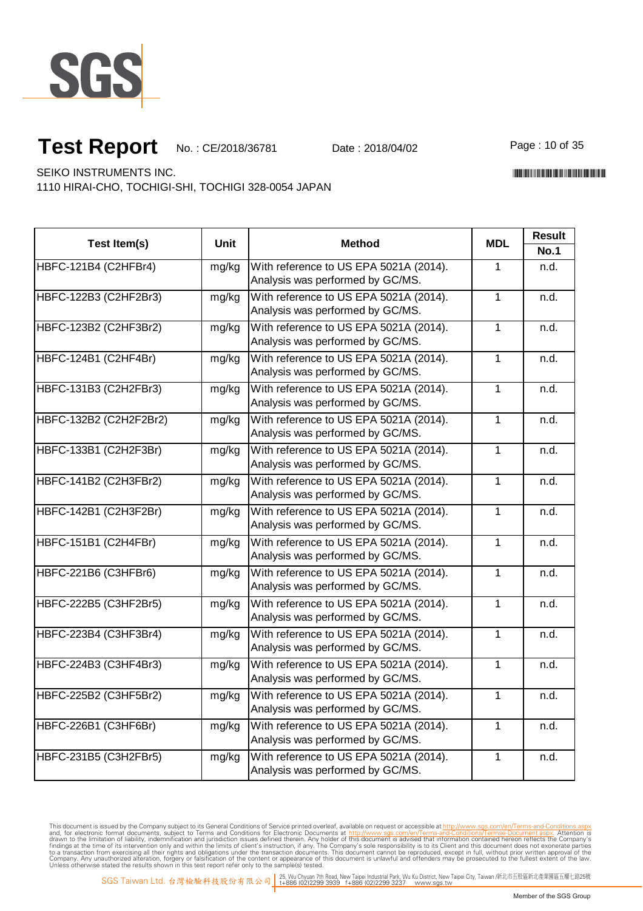# Test Report

No. : CE/2018/36781 Date : 2018/04/02

SEIKO INSTRUMENTS INC.
1110 HIRAI-CHO, TOCHIGI-SHI, TOCHIGI 328-0054 JAPAN

| Test Item(s) | Unit | Method | MDL | Result |
|---|---|---|---|---|
| | | | | No.1 |
| HBFC-121B4 ($C_2HFBr_4$) | mg/kg | With reference to US EPA 5021A (2014). Analysis was performed by GC/MS. | 1 | n.d. |
| HBFC-122B3 ($C_2HF_2Br_3$) | mg/kg | With reference to US EPA 5021A (2014). Analysis was performed by GC/MS. | 1 | n.d. |
| HBFC-123B2 ($C_2HF_3Br_2$) | mg/kg | With reference to US EPA 5021A (2014). Analysis was performed by GC/MS. | 1 | n.d. |
| HBFC-124B1 ($C_2HF_4Br$) | mg/kg | With reference to US EPA 5021A (2014). Analysis was performed by GC/MS. | 1 | n.d. |
| HBFC-131B3 ($C_2H_2FBr_3$) | mg/kg | With reference to US EPA 5021A (2014). Analysis was performed by GC/MS. | 1 | n.d. |
| HBFC-132B2 ($C_2H_2F_2Br_2$) | mg/kg | With reference to US EPA 5021A (2014). Analysis was performed by GC/MS. | 1 | n.d. |
| HBFC-133B1 ($C_2H_2F_3Br$) | mg/kg | With reference to US EPA 5021A (2014). Analysis was performed by GC/MS. | 1 | n.d. |
| HBFC-141B2 ($C_2H_3FBr_2$) | mg/kg | With reference to US EPA 5021A (2014). Analysis was performed by GC/MS. | 1 | n.d. |
| HBFC-142B1 ($C_2H_3F_2Br$) | mg/kg | With reference to US EPA 5021A (2014). Analysis was performed by GC/MS. | 1 | n.d. |
| HBFC-151B1 ($C_2H_4FBr$) | mg/kg | With reference to US EPA 5021A (2014). Analysis was performed by GC/MS. | 1 | n.d. |
| HBFC-221B6 ($C_3HFBr_6$) | mg/kg | With reference to US EPA 5021A (2014). Analysis was performed by GC/MS. | 1 | n.d. |
| HBFC-222B5 ($C_3HF_2Br_5$) | mg/kg | With reference to US EPA 5021A (2014). Analysis was performed by GC/MS. | 1 | n.d. |
| HBFC-223B4 ($C_3HF_3Br_4$) | mg/kg | With reference to US EPA 5021A (2014). Analysis was performed by GC/MS. | 1 | n.d. |
| HBFC-224B3 ($C_3HF_4Br_3$) | mg/kg | With reference to US EPA 5021A (2014). Analysis was performed by GC/MS. | 1 | n.d. |
| HBFC-225B2 ($C_3HF_5Br_2$) | mg/kg | With reference to US EPA 5021A (2014). Analysis was performed by GC/MS. | 1 | n.d. |
| HBFC-226B1 ($C_3HF_6Br$) | mg/kg | With reference to US EPA 5021A (2014). Analysis was performed by GC/MS. | 1 | n.d. |
| HBFC-231B5 ($C_3H_2FBr_5$) | mg/kg | With reference to US EPA 5021A (2014). Analysis was performed by GC/MS. | 1 | n.d. |

This document is issued by the Company subject to its General Conditions of Service printed overleaf, available on request or accessible at http://www.sgs.com/en/Terms-and-Conditions.aspx and, for electronic format documents, subject to Terms and Conditions for Electronic Documents at http://www.sgs.com/en/Terms-and-Conditions/Termse-Document.aspx. Attention is drawn to the limitation of liability, indemnification and jurisdiction issues defined therein. Any holder of this document is advised that information contained hereon reflects the Company's findings at the time of its intervention only and within the limits of client's instruction, if any. The Company's sole responsibility is to its Client and this document does not exonerate parties to a transaction from exercising all their rights and obligations under the transaction documents. This document cannot be reproduced, except in full, without prior written approval of the Company. Any unauthorized alteration, forgery or falsification of the content or appearance of this document is unlawful and offenders may be prosecuted to the fullest extent of the law. Unless otherwise stated the results shown in this test report refer only to the sample(s) tested.

SGS Taiwan Ltd. 台灣檢驗科技股份有限公司 | 25, Wu Chyuan 7th Road, New Taipei Industrial Park, Wu Ku District, New Taipei City, Taiwan /新北市五股區新北產業園區五權七路25號 t+886 (02)2299 3939 f+886 (02)2299 3237 www.sgs.tw

Member of the SGS Group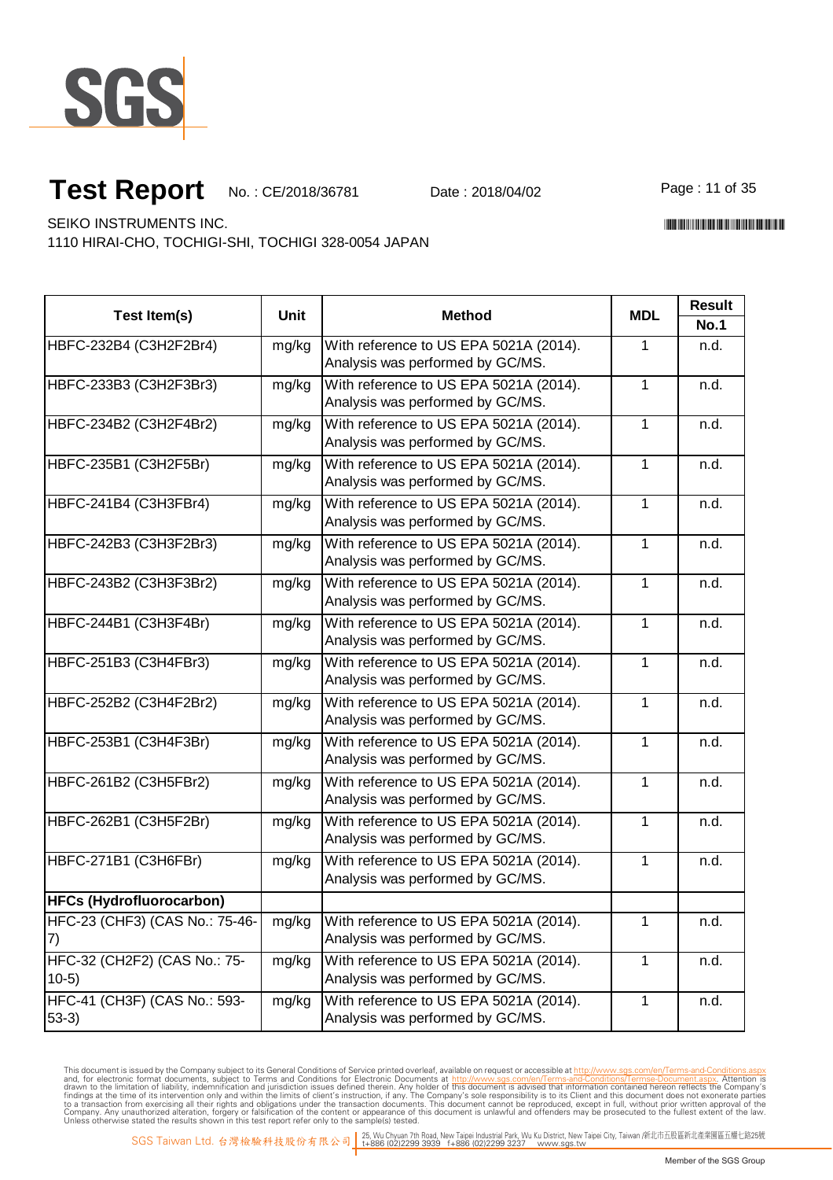# Test Report

No. : CE/2018/36781 Date : 2018/04/02

SEIKO INSTRUMENTS INC.
1110 HIRAI-CHO, TOCHIGI-SHI, TOCHIGI 328-0054 JAPAN

| Test Item(s) | Unit | Method | MDL | Result |
|---|---|---|---|---|
| | | | | No.1 |
| HBFC-232B4 (C3H2F2Br4) | mg/kg | With reference to US EPA 5021A (2014). Analysis was performed by GC/MS. | 1 | n.d. |
| HBFC-233B3 (C3H2F3Br3) | mg/kg | With reference to US EPA 5021A (2014). Analysis was performed by GC/MS. | 1 | n.d. |
| HBFC-234B2 (C3H2F4Br2) | mg/kg | With reference to US EPA 5021A (2014). Analysis was performed by GC/MS. | 1 | n.d. |
| HBFC-235B1 (C3H2F5Br) | mg/kg | With reference to US EPA 5021A (2014). Analysis was performed by GC/MS. | 1 | n.d. |
| HBFC-241B4 (C3H3FBr4) | mg/kg | With reference to US EPA 5021A (2014). Analysis was performed by GC/MS. | 1 | n.d. |
| HBFC-242B3 (C3H3F2Br3) | mg/kg | With reference to US EPA 5021A (2014). Analysis was performed by GC/MS. | 1 | n.d. |
| HBFC-243B2 (C3H3F3Br2) | mg/kg | With reference to US EPA 5021A (2014). Analysis was performed by GC/MS. | 1 | n.d. |
| HBFC-244B1 (C3H3F4Br) | mg/kg | With reference to US EPA 5021A (2014). Analysis was performed by GC/MS. | 1 | n.d. |
| HBFC-251B3 (C3H4FBr3) | mg/kg | With reference to US EPA 5021A (2014). Analysis was performed by GC/MS. | 1 | n.d. |
| HBFC-252B2 (C3H4F2Br2) | mg/kg | With reference to US EPA 5021A (2014). Analysis was performed by GC/MS. | 1 | n.d. |
| HBFC-253B1 (C3H4F3Br) | mg/kg | With reference to US EPA 5021A (2014). Analysis was performed by GC/MS. | 1 | n.d. |
| HBFC-261B2 (C3H5FBr2) | mg/kg | With reference to US EPA 5021A (2014). Analysis was performed by GC/MS. | 1 | n.d. |
| HBFC-262B1 (C3H5F2Br) | mg/kg | With reference to US EPA 5021A (2014). Analysis was performed by GC/MS. | 1 | n.d. |
| HBFC-271B1 (C3H6FBr) | mg/kg | With reference to US EPA 5021A (2014). Analysis was performed by GC/MS. | 1 | n.d. |
| **HFCs (Hydrofluorocarbon)** | | | | |
| HFC-23 (CHF3) (CAS No.: 75-46-7) | mg/kg | With reference to US EPA 5021A (2014). Analysis was performed by GC/MS. | 1 | n.d. |
| HFC-32 (CH2F2) (CAS No.: 75-10-5) | mg/kg | With reference to US EPA 5021A (2014). Analysis was performed by GC/MS. | 1 | n.d. |
| HFC-41 (CH3F) (CAS No.: 593-53-3) | mg/kg | With reference to US EPA 5021A (2014). Analysis was performed by GC/MS. | 1 | n.d. |

This document is issued by the Company subject to its General Conditions of Service printed overleaf, available on request or accessible at http://www.sgs.com/en/Terms-and-Conditions.aspx and, for electronic format documents, subject to Terms and Conditions for Electronic Documents at http://www.sgs.com/en/Terms-and-Conditions/Terms-e-Document.aspx. Attention is drawn to the limitation of liability, indemnification and jurisdiction issues defined therein. Any holder of this document is advised that information contained hereon reflects the Company's findings at the time of its intervention only and within the limits of client's instruction, if any. The Company's sole responsibility is to its Client and this document does not exonerate parties to a transaction from exercising all their rights and obligations under the transaction documents. This document cannot be reproduced, except in full, without prior written approval of the Company. Any unauthorized alteration, forgery or falsification of the content or appearance of this document is unlawful and offenders may be prosecuted to the fullest extent of the law. Unless otherwise stated the results shown in this test report refer only to the sample(s) tested.

SGS Taiwan Ltd. 台灣檢驗科技股份有限公司 | 25, Wu Chyuan 7th Road, New Taipei Industrial Park, Wu Ku District, New Taipei City, Taiwan /新北市五股區新北產業園區五權七路25號 t+886 (02)2299 3939 f+886 (02)2299 3237 www.sgs.tw

Member of the SGS Group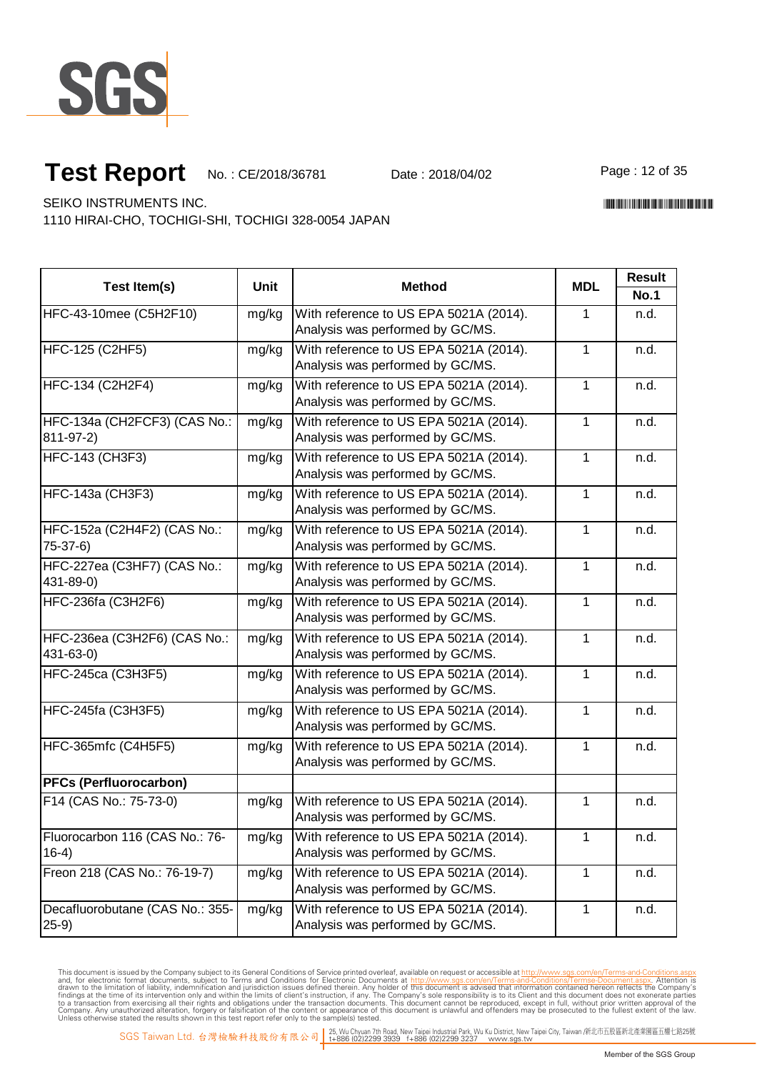# Test Report

No. : CE/2018/36781 Date : 2018/04/02

SEIKO INSTRUMENTS INC.
1110 HIRAI-CHO, TOCHIGI-SHI, TOCHIGI 328-0054 JAPAN

| Test Item(s) | Unit | Method | MDL | Result |
|---|---|---|---|---|
| | | | | No.1 |
| HFC-43-10mee (C5H2F10) | mg/kg | With reference to US EPA 5021A (2014). Analysis was performed by GC/MS. | 1 | n.d. |
| HFC-125 (C2HF5) | mg/kg | With reference to US EPA 5021A (2014). Analysis was performed by GC/MS. | 1 | n.d. |
| HFC-134 (C2H2F4) | mg/kg | With reference to US EPA 5021A (2014). Analysis was performed by GC/MS. | 1 | n.d. |
| HFC-134a (CH2FCF3) (CAS No.: 811-97-2) | mg/kg | With reference to US EPA 5021A (2014). Analysis was performed by GC/MS. | 1 | n.d. |
| HFC-143 (CH3F3) | mg/kg | With reference to US EPA 5021A (2014). Analysis was performed by GC/MS. | 1 | n.d. |
| HFC-143a (CH3F3) | mg/kg | With reference to US EPA 5021A (2014). Analysis was performed by GC/MS. | 1 | n.d. |
| HFC-152a (C2H4F2) (CAS No.: 75-37-6) | mg/kg | With reference to US EPA 5021A (2014). Analysis was performed by GC/MS. | 1 | n.d. |
| HFC-227ea (C3HF7) (CAS No.: 431-89-0) | mg/kg | With reference to US EPA 5021A (2014). Analysis was performed by GC/MS. | 1 | n.d. |
| HFC-236fa (C3H2F6) | mg/kg | With reference to US EPA 5021A (2014). Analysis was performed by GC/MS. | 1 | n.d. |
| HFC-236ea (C3H2F6) (CAS No.: 431-63-0) | mg/kg | With reference to US EPA 5021A (2014). Analysis was performed by GC/MS. | 1 | n.d. |
| HFC-245ca (C3H3F5) | mg/kg | With reference to US EPA 5021A (2014). Analysis was performed by GC/MS. | 1 | n.d. |
| HFC-245fa (C3H3F5) | mg/kg | With reference to US EPA 5021A (2014). Analysis was performed by GC/MS. | 1 | n.d. |
| HFC-365mfc (C4H5F5) | mg/kg | With reference to US EPA 5021A (2014). Analysis was performed by GC/MS. | 1 | n.d. |
| **PFCs (Perfluorocarbon)** | | | | |
| F14 (CAS No.: 75-73-0) | mg/kg | With reference to US EPA 5021A (2014). Analysis was performed by GC/MS. | 1 | n.d. |
| Fluorocarbon 116 (CAS No.: 76-16-4) | mg/kg | With reference to US EPA 5021A (2014). Analysis was performed by GC/MS. | 1 | n.d. |
| Freon 218 (CAS No.: 76-19-7) | mg/kg | With reference to US EPA 5021A (2014). Analysis was performed by GC/MS. | 1 | n.d. |
| Decafluorobutane (CAS No.: 355-25-9) | mg/kg | With reference to US EPA 5021A (2014). Analysis was performed by GC/MS. | 1 | n.d. |

This document is issued by the Company subject to its General Conditions of Service printed overleaf, available on request or accessible at http://www.sgs.com/en/Terms-and-Conditions.aspx and, for electronic format documents, subject to Terms and Conditions for Electronic Documents at http://www.sgs.com/en/Terms-and-Conditions/Terms-e-Document.aspx. Attention is drawn to the limitation of liability, indemnification and jurisdiction issues defined therein. Any holder of this document is advised that information contained hereon reflects the Company's findings at the time of its intervention only and within the limits of client's instruction, if any. The Company's sole responsibility is to its Client and this document does not exonerate parties to a transaction from exercising all their rights and obligations under the transaction documents. This document cannot be reproduced, except in full, without prior written approval of the Company. Any unauthorized alteration, forgery or falsification of the content or appearance of this document is unlawful and offenders may be prosecuted to the fullest extent of the law. Unless otherwise stated the results shown in this test report refer only to the sample(s) tested.

SGS Taiwan Ltd. 台灣檢驗科技股份有限公司 | 25, Wu Chyuan 7th Road, New Taipei Industrial Park, Wu Ku District, New Taipei City, Taiwan /新北市五股區新北產業園區五權七路25號 t+886 (02)2299 3939 f+886 (02)2299 3237 www.sgs.tw

Member of the SGS Group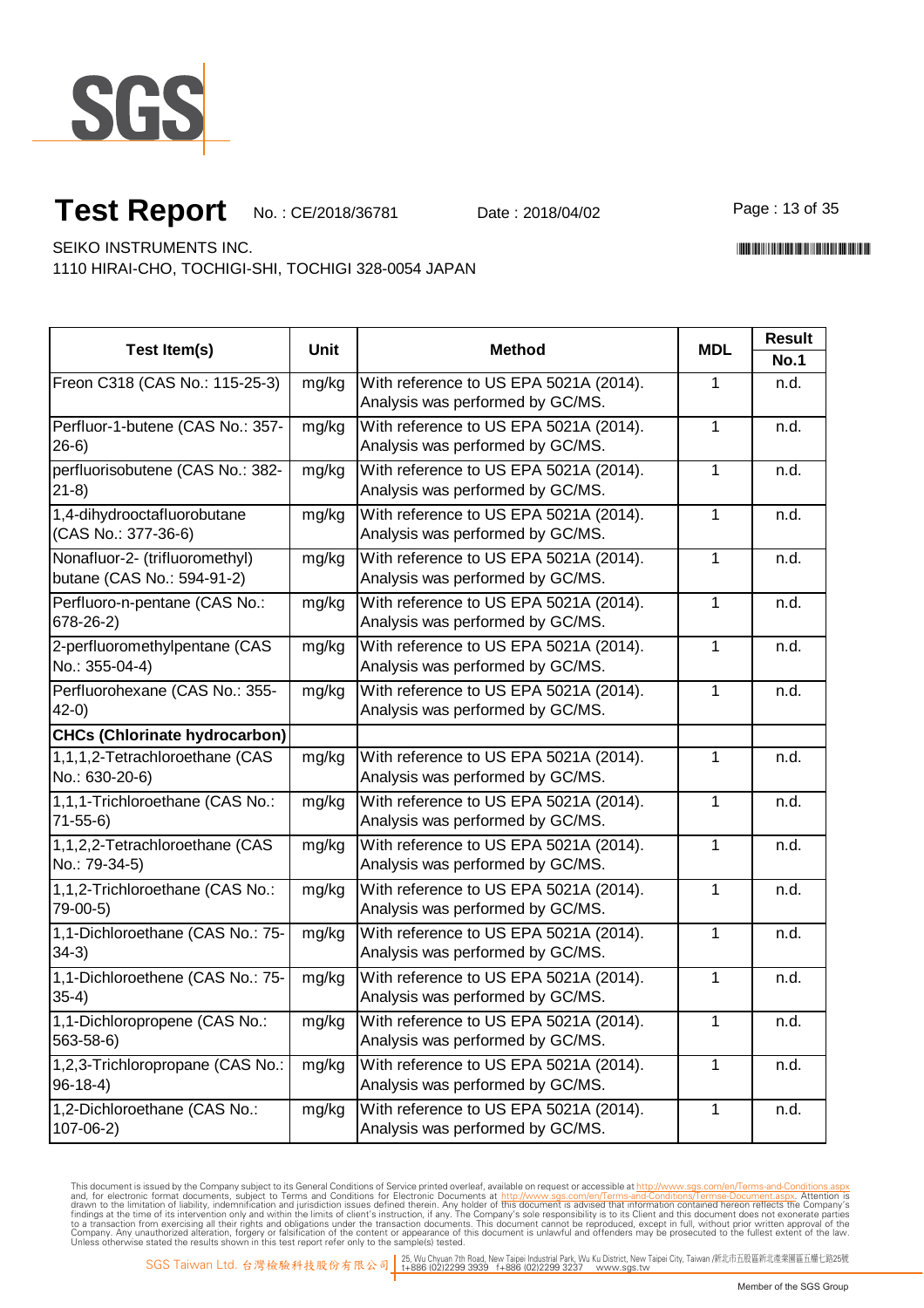# Test Report

No. : CE/2018/36781 Date : 2018/04/02

SEIKO INSTRUMENTS INC.
1110 HIRAI-CHO, TOCHIGI-SHI, TOCHIGI 328-0054 JAPAN

| Test Item(s) | Unit | Method | MDL | Result |
|---|---|---|---|---|
| | | | | No.1 |
| Freon C318 (CAS No.: 115-25-3) | mg/kg | With reference to US EPA 5021A (2014). Analysis was performed by GC/MS. | 1 | n.d. |
| Perfluor-1-butene (CAS No.: 357-26-6) | mg/kg | With reference to US EPA 5021A (2014). Analysis was performed by GC/MS. | 1 | n.d. |
| perfluorisobutene (CAS No.: 382-21-8) | mg/kg | With reference to US EPA 5021A (2014). Analysis was performed by GC/MS. | 1 | n.d. |
| 1,4-dihydrooctafluorobutane (CAS No.: 377-36-6) | mg/kg | With reference to US EPA 5021A (2014). Analysis was performed by GC/MS. | 1 | n.d. |
| Nonafluor-2- (trifluoromethyl) butane (CAS No.: 594-91-2) | mg/kg | With reference to US EPA 5021A (2014). Analysis was performed by GC/MS. | 1 | n.d. |
| Perfluoro-n-pentane (CAS No.: 678-26-2) | mg/kg | With reference to US EPA 5021A (2014). Analysis was performed by GC/MS. | 1 | n.d. |
| 2-perfluoromethylpentane (CAS No.: 355-04-4) | mg/kg | With reference to US EPA 5021A (2014). Analysis was performed by GC/MS. | 1 | n.d. |
| Perfluorohexane (CAS No.: 355-42-0) | mg/kg | With reference to US EPA 5021A (2014). Analysis was performed by GC/MS. | 1 | n.d. |
| **CHCs (Chlorinate hydrocarbon)** | | | | |
| 1,1,1,2-Tetrachloroethane (CAS No.: 630-20-6) | mg/kg | With reference to US EPA 5021A (2014). Analysis was performed by GC/MS. | 1 | n.d. |
| 1,1,1-Trichloroethane (CAS No.: 71-55-6) | mg/kg | With reference to US EPA 5021A (2014). Analysis was performed by GC/MS. | 1 | n.d. |
| 1,1,2,2-Tetrachloroethane (CAS No.: 79-34-5) | mg/kg | With reference to US EPA 5021A (2014). Analysis was performed by GC/MS. | 1 | n.d. |
| 1,1,2-Trichloroethane (CAS No.: 79-00-5) | mg/kg | With reference to US EPA 5021A (2014). Analysis was performed by GC/MS. | 1 | n.d. |
| 1,1-Dichloroethane (CAS No.: 75-34-3) | mg/kg | With reference to US EPA 5021A (2014). Analysis was performed by GC/MS. | 1 | n.d. |
| 1,1-Dichloroethene (CAS No.: 75-35-4) | mg/kg | With reference to US EPA 5021A (2014). Analysis was performed by GC/MS. | 1 | n.d. |
| 1,1-Dichloropropene (CAS No.: 563-58-6) | mg/kg | With reference to US EPA 5021A (2014). Analysis was performed by GC/MS. | 1 | n.d. |
| 1,2,3-Trichloropropane (CAS No.: 96-18-4) | mg/kg | With reference to US EPA 5021A (2014). Analysis was performed by GC/MS. | 1 | n.d. |
| 1,2-Dichloroethane (CAS No.: 107-06-2) | mg/kg | With reference to US EPA 5021A (2014). Analysis was performed by GC/MS. | 1 | n.d. |

This document is issued by the Company subject to its General Conditions of Service printed overleaf, available on request or accessible at http://www.sgs.com/en/Terms-and-Conditions.aspx and, for electronic format documents, subject to Terms and Conditions for Electronic Documents at http://www.sgs.com/en/Terms-and-Conditions/Termse-Document.aspx. Attention is drawn to the limitation of liability, indemnification and jurisdiction issues defined therein. Any holder of this document is advised that information contained hereon reflects the Company's findings at the time of its intervention only and within the limits of client's instruction, if any. The Company's sole responsibility is to its Client and this document does not exonerate parties to a transaction from exercising all their rights and obligations under the transaction documents. This document cannot be reproduced, except in full, without prior written approval of the Company. Any unauthorized alteration, forgery or falsification of the content or appearance of this document is unlawful and offenders may be prosecuted to the fullest extent of the law. Unless otherwise stated the results shown in this test report refer only to the sample(s) tested.

SGS Taiwan Ltd. 台灣檢驗科技股份有限公司 | 25, Wu Chyuan 7th Road, New Taipei Industrial Park, Wu Ku District, New Taipei City, Taiwan /新北市五股區新北產業園區五權七路25號 t+886 (02)2299 3939 f+886 (02)2299 3237 www.sgs.tw

Member of the SGS Group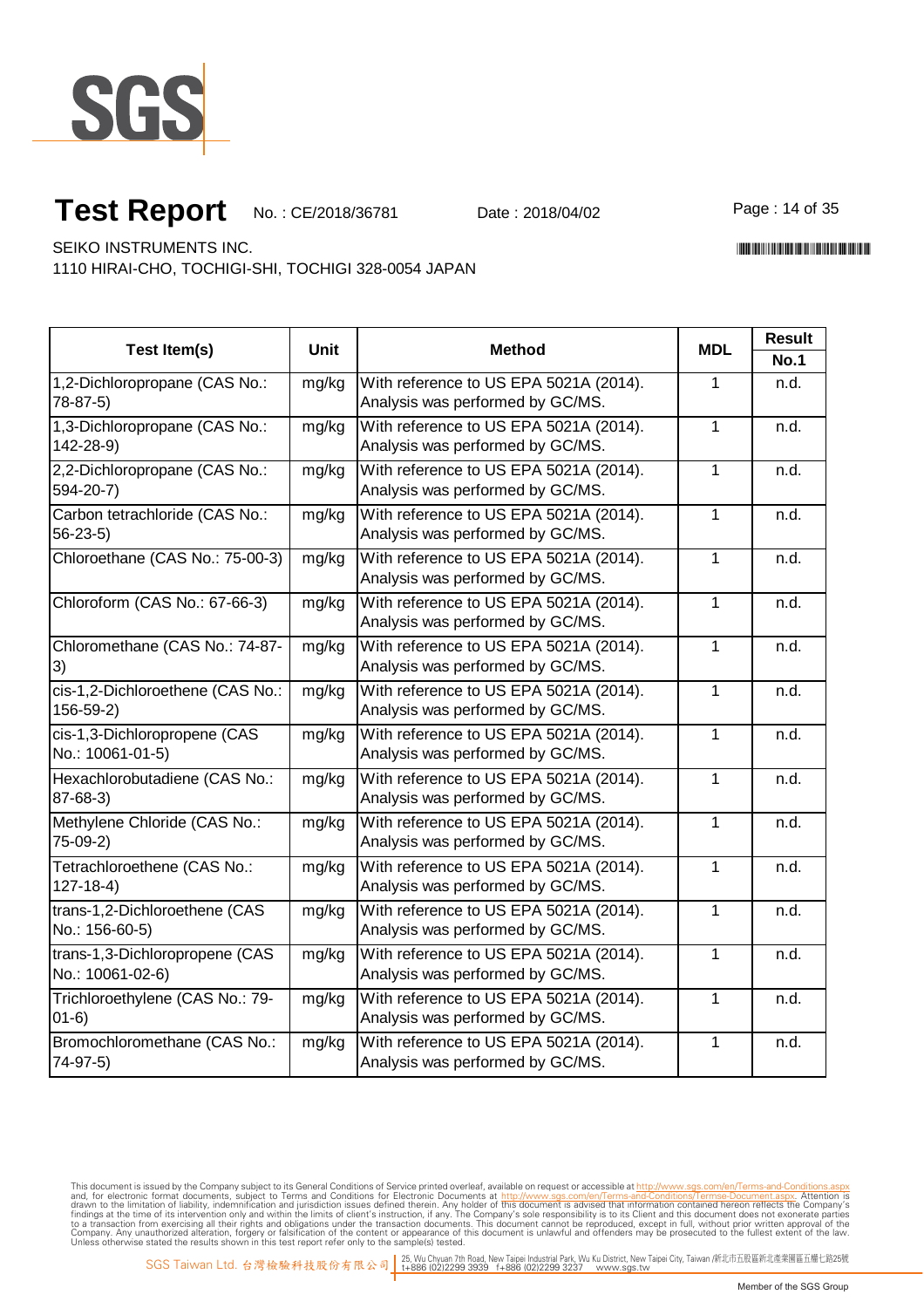# Test Report

No. : CE/2018/36781 Date : 2018/04/02

SEIKO INSTRUMENTS INC.
1110 HIRAI-CHO, TOCHIGI-SHI, TOCHIGI 328-0054 JAPAN

| Test Item(s) | Unit | Method | MDL | Result |
|---|---|---|---|---|
| | | | | No.1 |
| 1,2-Dichloropropane (CAS No.: 78-87-5) | mg/kg | With reference to US EPA 5021A (2014). Analysis was performed by GC/MS. | 1 | n.d. |
| 1,3-Dichloropropane (CAS No.: 142-28-9) | mg/kg | With reference to US EPA 5021A (2014). Analysis was performed by GC/MS. | 1 | n.d. |
| 2,2-Dichloropropane (CAS No.: 594-20-7) | mg/kg | With reference to US EPA 5021A (2014). Analysis was performed by GC/MS. | 1 | n.d. |
| Carbon tetrachloride (CAS No.: 56-23-5) | mg/kg | With reference to US EPA 5021A (2014). Analysis was performed by GC/MS. | 1 | n.d. |
| Chloroethane (CAS No.: 75-00-3) | mg/kg | With reference to US EPA 5021A (2014). Analysis was performed by GC/MS. | 1 | n.d. |
| Chloroform (CAS No.: 67-66-3) | mg/kg | With reference to US EPA 5021A (2014). Analysis was performed by GC/MS. | 1 | n.d. |
| Chloromethane (CAS No.: 74-87-3) | mg/kg | With reference to US EPA 5021A (2014). Analysis was performed by GC/MS. | 1 | n.d. |
| cis-1,2-Dichloroethene (CAS No.: 156-59-2) | mg/kg | With reference to US EPA 5021A (2014). Analysis was performed by GC/MS. | 1 | n.d. |
| cis-1,3-Dichloropropene (CAS No.: 10061-01-5) | mg/kg | With reference to US EPA 5021A (2014). Analysis was performed by GC/MS. | 1 | n.d. |
| Hexachlorobutadiene (CAS No.: 87-68-3) | mg/kg | With reference to US EPA 5021A (2014). Analysis was performed by GC/MS. | 1 | n.d. |
| Methylene Chloride (CAS No.: 75-09-2) | mg/kg | With reference to US EPA 5021A (2014). Analysis was performed by GC/MS. | 1 | n.d. |
| Tetrachloroethene (CAS No.: 127-18-4) | mg/kg | With reference to US EPA 5021A (2014). Analysis was performed by GC/MS. | 1 | n.d. |
| trans-1,2-Dichloroethene (CAS No.: 156-60-5) | mg/kg | With reference to US EPA 5021A (2014). Analysis was performed by GC/MS. | 1 | n.d. |
| trans-1,3-Dichloropropene (CAS No.: 10061-02-6) | mg/kg | With reference to US EPA 5021A (2014). Analysis was performed by GC/MS. | 1 | n.d. |
| Trichloroethylene (CAS No.: 79-01-6) | mg/kg | With reference to US EPA 5021A (2014). Analysis was performed by GC/MS. | 1 | n.d. |
| Bromochloromethane (CAS No.: 74-97-5) | mg/kg | With reference to US EPA 5021A (2014). Analysis was performed by GC/MS. | 1 | n.d. |

This document is issued by the Company subject to its General Conditions of Service printed overleaf, available on request or accessible at http://www.sgs.com/en/Terms-and-Conditions.aspx and, for electronic format documents, subject to Terms and Conditions for Electronic Documents at http://www.sgs.com/en/Terms-and-Conditions/Terms-e-Document.aspx. Attention is drawn to the limitation of liability, indemnification and jurisdiction issues defined therein. Any holder of this document is advised that information contained hereon reflects the Company's findings at the time of its intervention only and within the limits of client's instruction, if any. The Company's sole responsibility is to its Client and this document does not exonerate parties to a transaction from exercising all their rights and obligations under the transaction documents. This document cannot be reproduced, except in full, without prior written approval of the Company. Any unauthorized alteration, forgery or falsification of the content or appearance of this document is unlawful and offenders may be prosecuted to the fullest extent of the law. Unless otherwise stated the results shown in this test report refer only to the sample(s) tested.

SGS Taiwan Ltd. 台灣檢驗科技股份有限公司 | 25, Wu Chyuan 7th Road, New Taipei Industrial Park, Wu Ku District, New Taipei City, Taiwan /新北市五股區新北產業園區五權七路25號 t+886 (02)2299 3939 f+886 (02)2299 3237 www.sgs.tw

Member of the SGS Group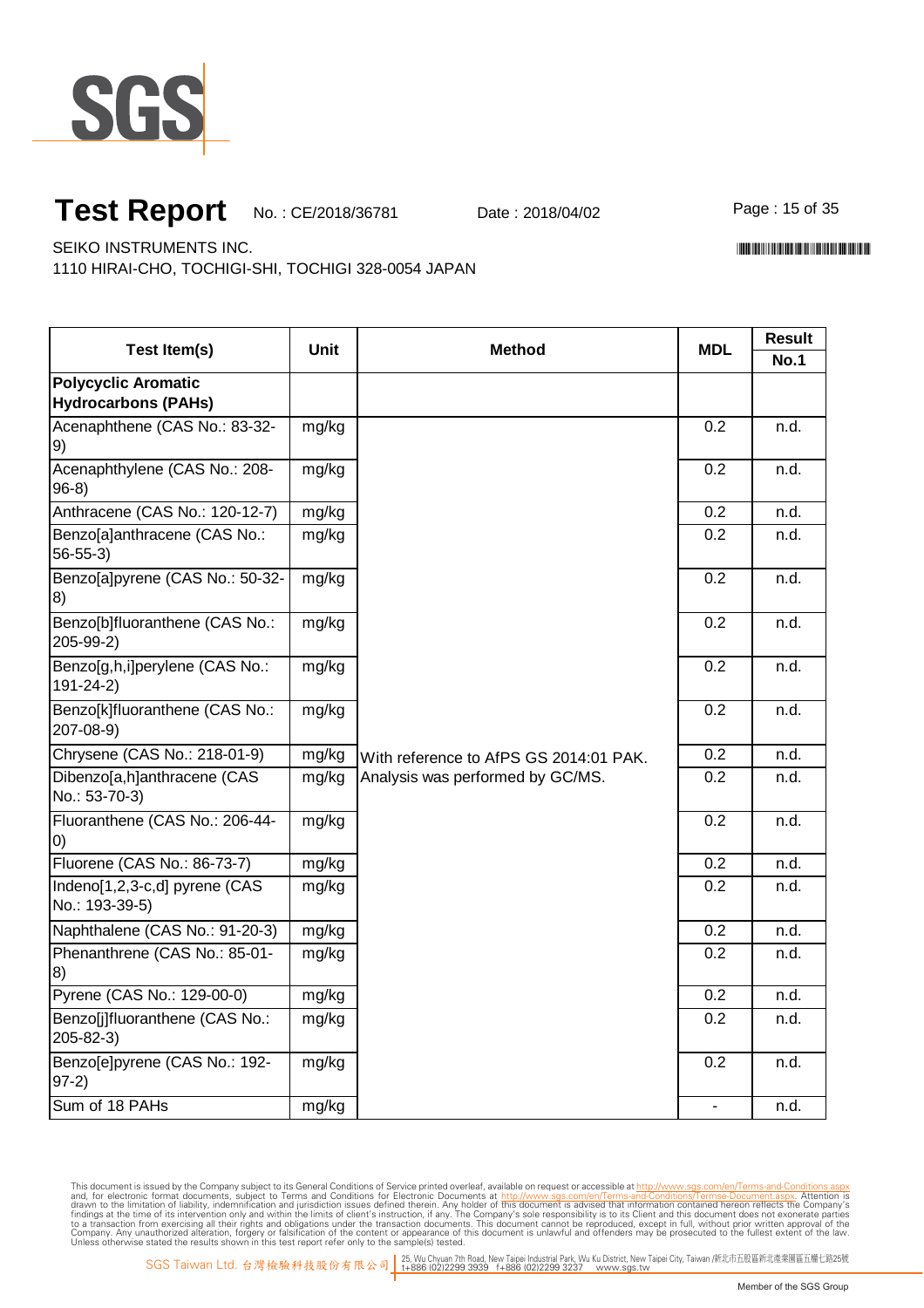# Test Report

No. : CE/2018/36781 Date : 2018/04/02

SEIKO INSTRUMENTS INC.
1110 HIRAI-CHO, TOCHIGI-SHI, TOCHIGI 328-0054 JAPAN

| Test Item(s) | Unit | Method | MDL | Result |
|---|---|---|---|---|
| | | | | No.1 |
| **Polycyclic Aromatic Hydrocarbons (PAHs)** | | | | |
| Acenaphthene (CAS No.: 83-32-9) | mg/kg | With reference to AfPS GS 2014:01 PAK. Analysis was performed by GC/MS. | 0.2 | n.d. |
| Acenaphthylene (CAS No.: 208-96-8) | mg/kg | | 0.2 | n.d. |
| Anthracene (CAS No.: 120-12-7) | mg/kg | | 0.2 | n.d. |
| Benzo[a]anthracene (CAS No.: 56-55-3) | mg/kg | | 0.2 | n.d. |
| Benzo[a]pyrene (CAS No.: 50-32-8) | mg/kg | | 0.2 | n.d. |
| Benzo[b]fluoranthene (CAS No.: 205-99-2) | mg/kg | | 0.2 | n.d. |
| Benzo[g,h,i]perylene (CAS No.: 191-24-2) | mg/kg | | 0.2 | n.d. |
| Benzo[k]fluoranthene (CAS No.: 207-08-9) | mg/kg | | 0.2 | n.d. |
| Chrysene (CAS No.: 218-01-9) | mg/kg | | 0.2 | n.d. |
| Dibenzo[a,h]anthracene (CAS No.: 53-70-3) | mg/kg | | 0.2 | n.d. |
| Fluoranthene (CAS No.: 206-44-0) | mg/kg | | 0.2 | n.d. |
| Fluorene (CAS No.: 86-73-7) | mg/kg | | 0.2 | n.d. |
| Indeno[1,2,3-c,d] pyrene (CAS No.: 193-39-5) | mg/kg | | 0.2 | n.d. |
| Naphthalene (CAS No.: 91-20-3) | mg/kg | | 0.2 | n.d. |
| Phenanthrene (CAS No.: 85-01-8) | mg/kg | | 0.2 | n.d. |
| Pyrene (CAS No.: 129-00-0) | mg/kg | | 0.2 | n.d. |
| Benzo[j]fluoranthene (CAS No.: 205-82-3) | mg/kg | | 0.2 | n.d. |
| Benzo[e]pyrene (CAS No.: 192-97-2) | mg/kg | | 0.2 | n.d. |
| Sum of 18 PAHs | mg/kg | | - | n.d. |

This document is issued by the Company subject to its General Conditions of Service printed overleaf, available on request or accessible at http://www.sgs.com/en/Terms-and-Conditions.aspx and, for electronic format documents, subject to Terms and Conditions for Electronic Documents at http://www.sgs.com/en/Terms-and-Conditions/Terms-e-Document.aspx. Attention is drawn to the limitation of liability, indemnification and jurisdiction issues defined therein. Any holder of this document is advised that information contained hereon reflects the Company's findings at the time of its intervention only and within the limits of client's instruction, if any. The Company's sole responsibility is to its Client and this document does not exonerate parties to a transaction from exercising all their rights and obligations under the transaction documents. This document cannot be reproduced, except in full, without prior written approval of the Company. Any unauthorized alteration, forgery or falsification of the content or appearance of this document is unlawful and offenders may be prosecuted to the fullest extent of the law. Unless otherwise stated the results shown in this test report refer only to the sample(s) tested.

SGS Taiwan Ltd. 台灣檢驗科技股份有限公司 | 25, Wu Chyuan 7th Road, New Taipei Industrial Park, Wu Ku District, New Taipei City, Taiwan /新北市五股區新北產業園區五權七路25號 t+886 (02)2299 3939 f+886 (02)2299 3237 www.sgs.tw

Member of the SGS Group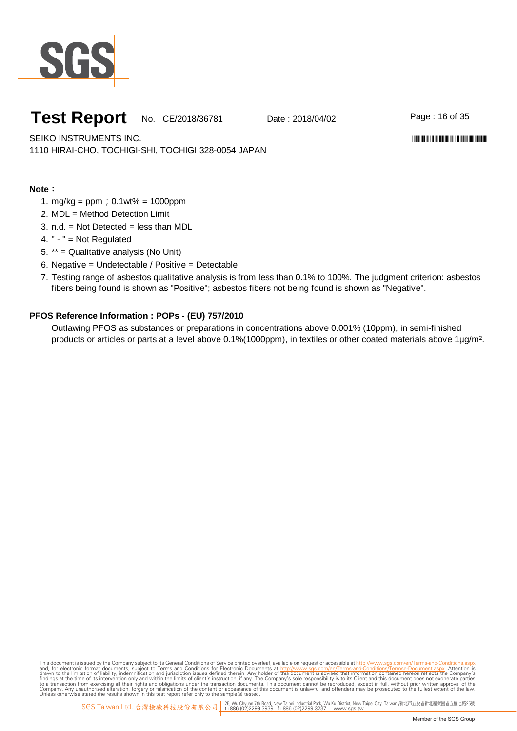**Note：**

1. mg/kg = ppm；0.1wt% = 1000ppm
2. MDL = Method Detection Limit
3. n.d. = Not Detected = less than MDL
4. " - " = Not Regulated
5. ** = Qualitative analysis (No Unit)
6. Negative = Undetectable / Positive = Detectable
7. Testing range of asbestos qualitative analysis is from less than 0.1% to 100%. The judgment criterion: asbestos fibers being found is shown as "Positive"; asbestos fibers not being found is shown as "Negative".

**PFOS Reference Information : POPs - (EU) 757/2010**

Outlawing PFOS as substances or preparations in concentrations above 0.001% (10ppm), in semi-finished products or articles or parts at a level above 0.1%(1000ppm), in textiles or other coated materials above 1μg/m².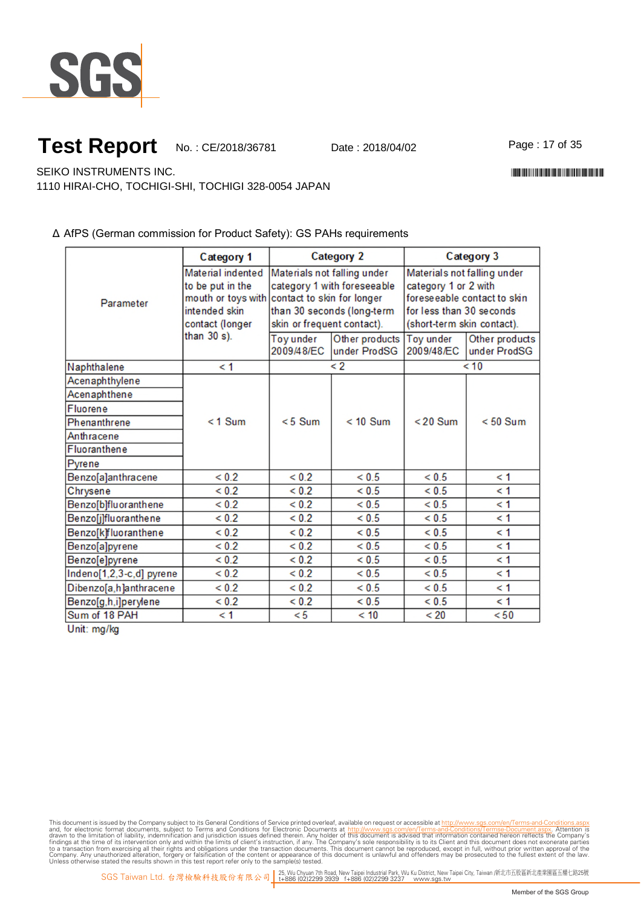# Test Report

No. : CE/2018/36781 Date : 2018/04/02

SEIKO INSTRUMENTS INC.
1110 HIRAI-CHO, TOCHIGI-SHI, TOCHIGI 328-0054 JAPAN

Δ AfPS (German commission for Product Safety): GS PAHs requirements

| Parameter | Category 1 | Category 2 | | Category 3 | |
|---|---|---|---|---|---|
| | Material indented to be put in the mouth or toys with intended skin contact (longer than 30 s). | Materials not falling under category 1 with foreseeable contact to skin for longer than 30 seconds (long-term skin or frequent contact). | | Materials not falling under category 1 or 2 with foreseeable contact to skin for less than 30 seconds (short-term skin contact). | |
| | | Toy under 2009/48/EC | Other products under ProdSG | Toy under 2009/48/EC | Other products under ProdSG |
| Naphthalene | < 1 | < 2 | | < 10 | |
| Acenaphthylene | < 1 Sum | < 5 Sum | < 10 Sum | < 20 Sum | < 50 Sum |
| Acenaphthene | | | | | |
| Fluorene | | | | | |
| Phenanthrene | | | | | |
| Anthracene | | | | | |
| Fluoranthene | | | | | |
| Pyrene | | | | | |
| Benzo[a]anthracene | < 0.2 | < 0.2 | < 0.5 | < 0.5 | < 1 |
| Chrysene | < 0.2 | < 0.2 | < 0.5 | < 0.5 | < 1 |
| Benzo[b]fluoranthene | < 0.2 | < 0.2 | < 0.5 | < 0.5 | < 1 |
| Benzo[j]fluoranthene | < 0.2 | < 0.2 | < 0.5 | < 0.5 | < 1 |
| Benzo[k]fluoranthene | < 0.2 | < 0.2 | < 0.5 | < 0.5 | < 1 |
| Benzo[a]pyrene | < 0.2 | < 0.2 | < 0.5 | < 0.5 | < 1 |
| Benzo[e]pyrene | < 0.2 | < 0.2 | < 0.5 | < 0.5 | < 1 |
| Indeno[1,2,3-c,d] pyrene | < 0.2 | < 0.2 | < 0.5 | < 0.5 | < 1 |
| Dibenzo[a,h]anthracene | < 0.2 | < 0.2 | < 0.5 | < 0.5 | < 1 |
| Benzo[g,h,i]perylene | < 0.2 | < 0.2 | < 0.5 | < 0.5 | < 1 |
| Sum of 18 PAH | < 1 | < 5 | < 10 | < 20 | < 50 |

Unit: mg/kg

This document is issued by the Company subject to its General Conditions of Service printed overleaf, available on request or accessible at http://www.sgs.com/en/Terms-and-Conditions.aspx and, for electronic format documents, subject to Terms and Conditions for Electronic Documents at http://www.sgs.com/en/Terms-and-Conditions/Termse-Document.aspx. Attention is drawn to the limitation of liability, indemnification and jurisdiction issues defined therein. Any holder of this document is advised that information contained hereon reflects the Company's findings at the time of its intervention only and within the limits of client's instruction, if any. The Company's sole responsibility is to its Client and this document does not exonerate parties to a transaction from exercising all their rights and obligations under the transaction documents. This document cannot be reproduced, except in full, without prior written approval of the Company. Any unauthorized alteration, forgery or falsification of the content or appearance of this document is unlawful and offenders may be prosecuted to the fullest extent of the law. Unless otherwise stated the results shown in this test report refer only to the sample(s) tested.

SGS Taiwan Ltd. 台灣檢驗科技股份有限公司 | 25, Wu Chyuan 7th Road, New Taipei Industrial Park, Wu Ku District, New Taipei City, Taiwan /新北市五股區新北產業園區五權七路25號 t+886 (02)2299 3939 f+886 (02)2299 3237 www.sgs.tw

Member of the SGS Group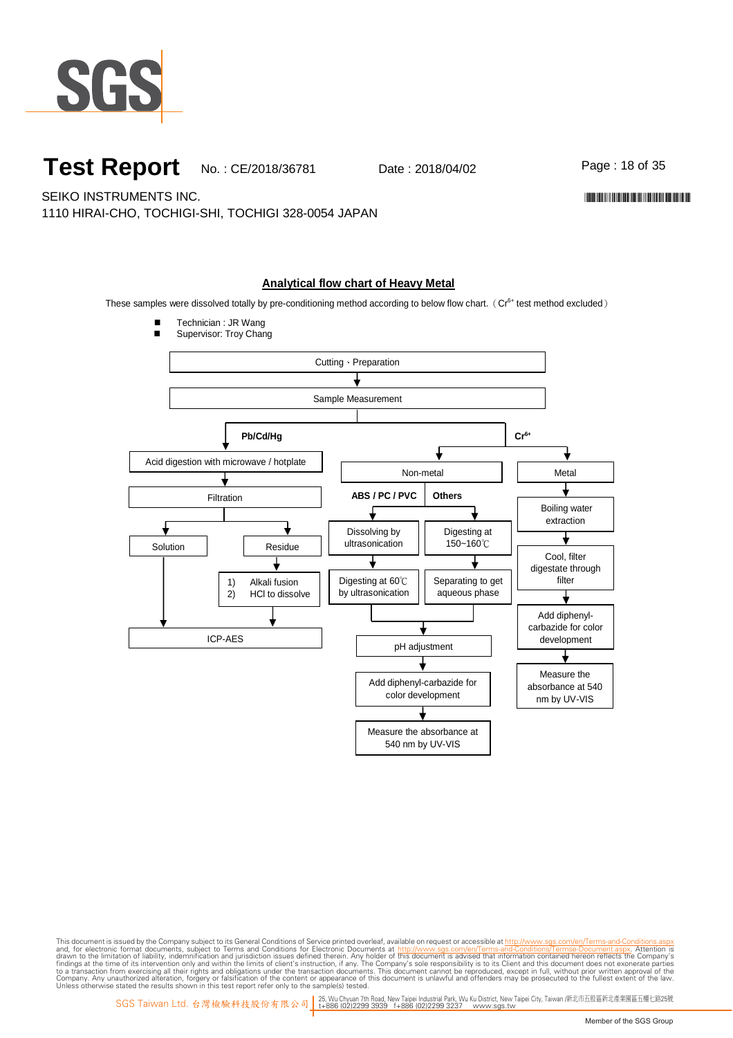# Test Report

No. : CE/2018/36781 Date : 2018/04/02

SEIKO INSTRUMENTS INC.
1110 HIRAI-CHO, TOCHIGI-SHI, TOCHIGI 328-0054 JAPAN

## Analytical flow chart of Heavy Metal

These samples were dissolved totally by pre-conditioning method according to below flow chart. ( $Cr^{6+}$ test method excluded )

- Technician : JR Wang
- Supervisor: Troy Chang

Cutting、Preparation
↓
Sample Measurement

**Pb/Cd/Hg**

- Acid digestion with microwave / hotplate
- ↓ Filtration
- ↓ Solution → ICP-AES
- ↓ Residue → 1) Alkali fusion 2) HCl to dissolve → ICP-AES

**$Cr^{6+}$**

- Non-metal
  - **ABS / PC / PVC**: Dissolving by ultrasonication → Digesting at 60℃ by ultrasonication
  - **Others**: Digesting at 150~160℃ → Separating to get aqueous phase
  - → pH adjustment → Add diphenyl-carbazide for color development → Measure the absorbance at 540 nm by UV-VIS
- Metal
  - Boiling water extraction → Cool, filter digestate through filter → Add diphenyl-carbazide for color development → Measure the absorbance at 540 nm by UV-VIS

This document is issued by the Company subject to its General Conditions of Service printed overleaf, available on request or accessible at http://www.sgs.com/en/Terms-and-Conditions.aspx and, for electronic format documents, subject to Terms and Conditions for Electronic Documents at http://www.sgs.com/en/Terms-and-Conditions/Termse-Document.aspx. Attention is drawn to the limitation of liability, indemnification and jurisdiction issues defined therein. Any holder of this document is advised that information contained hereon reflects the Company's findings at the time of its intervention only and within the limits of client's instruction, if any. The Company's sole responsibility is to its Client and this document does not exonerate parties to a transaction from exercising all their rights and obligations under the transaction documents. This document cannot be reproduced, except in full, without prior written approval of the Company. Any unauthorized alteration, forgery or falsification of the content or appearance of this document is unlawful and offenders may be prosecuted to the fullest extent of the law. Unless otherwise stated the results shown in this test report refer only to the sample(s) tested.

SGS Taiwan Ltd. 台灣檢驗科技股份有限公司 | 25, Wu Chyuan 7th Road, New Taipei Industrial Park, Wu Ku District, New Taipei City, Taiwan /新北市五股區新北產業園區五權七路25號 t+886 (02)2299 3939 f+886 (02)2299 3237 www.sgs.tw

Member of the SGS Group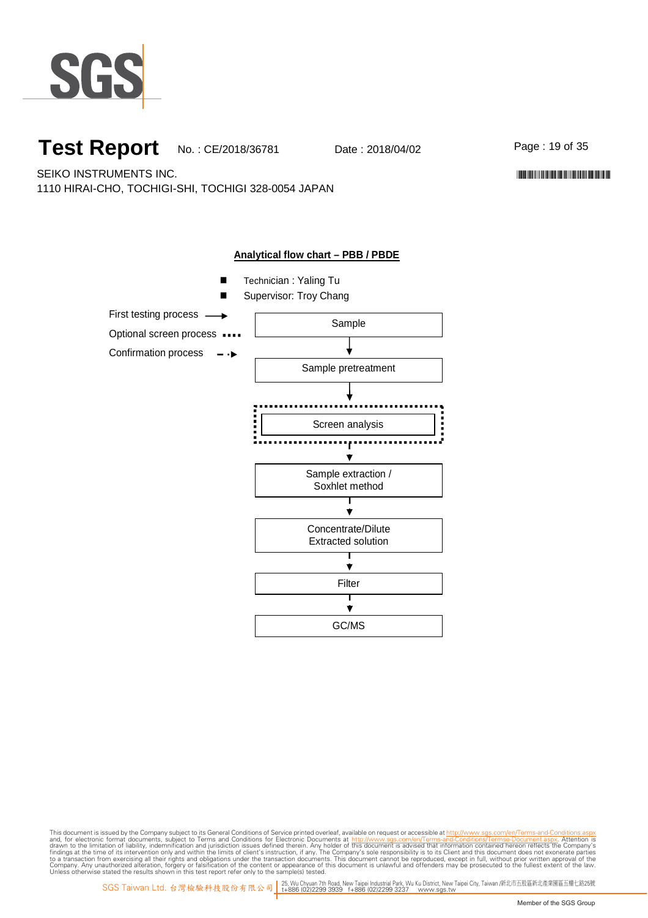# Test Report

No. : CE/2018/36781 Date : 2018/04/02

SEIKO INSTRUMENTS INC.
1110 HIRAI-CHO, TOCHIGI-SHI, TOCHIGI 328-0054 JAPAN

## Analytical flow chart – PBB / PBDE

- Technician : Yaling Tu
- Supervisor: Troy Chang

First testing process ⟶
Optional screen process ····
Confirmation process - ·▸

Sample
↓
Sample pretreatment
↓
Screen analysis
↓
Sample extraction / Soxhlet method
↓
Concentrate/Dilute Extracted solution
↓
Filter
↓
GC/MS

This document is issued by the Company subject to its General Conditions of Service printed overleaf, available on request or accessible at http://www.sgs.com/en/Terms-and-Conditions.aspx and, for electronic format documents, subject to Terms and Conditions for Electronic Documents at http://www.sgs.com/en/Terms-and-Conditions/Termse-Document.aspx. Attention is drawn to the limitation of liability, indemnification and jurisdiction issues defined therein. Any holder of this document is advised that information contained hereon reflects the Company's findings at the time of its intervention only and within the limits of client's instruction, if any. The Company's sole responsibility is to its Client and this document does not exonerate parties to a transaction from exercising all their rights and obligations under the transaction documents. This document cannot be reproduced, except in full, without prior written approval of the Company. Any unauthorized alteration, forgery or falsification of the content or appearance of this document is unlawful and offenders may be prosecuted to the fullest extent of the law. Unless otherwise stated the results shown in this test report refer only to the sample(s) tested.

SGS Taiwan Ltd. 台灣檢驗科技股份有限公司 | 25, Wu Chyuan 7th Road, New Taipei Industrial Park, Wu Ku District, New Taipei City, Taiwan /新北市五股區新北產業園區五權七路25號 t+886 (02)2299 3939 f+886 (02)2299 3237 www.sgs.tw

Member of the SGS Group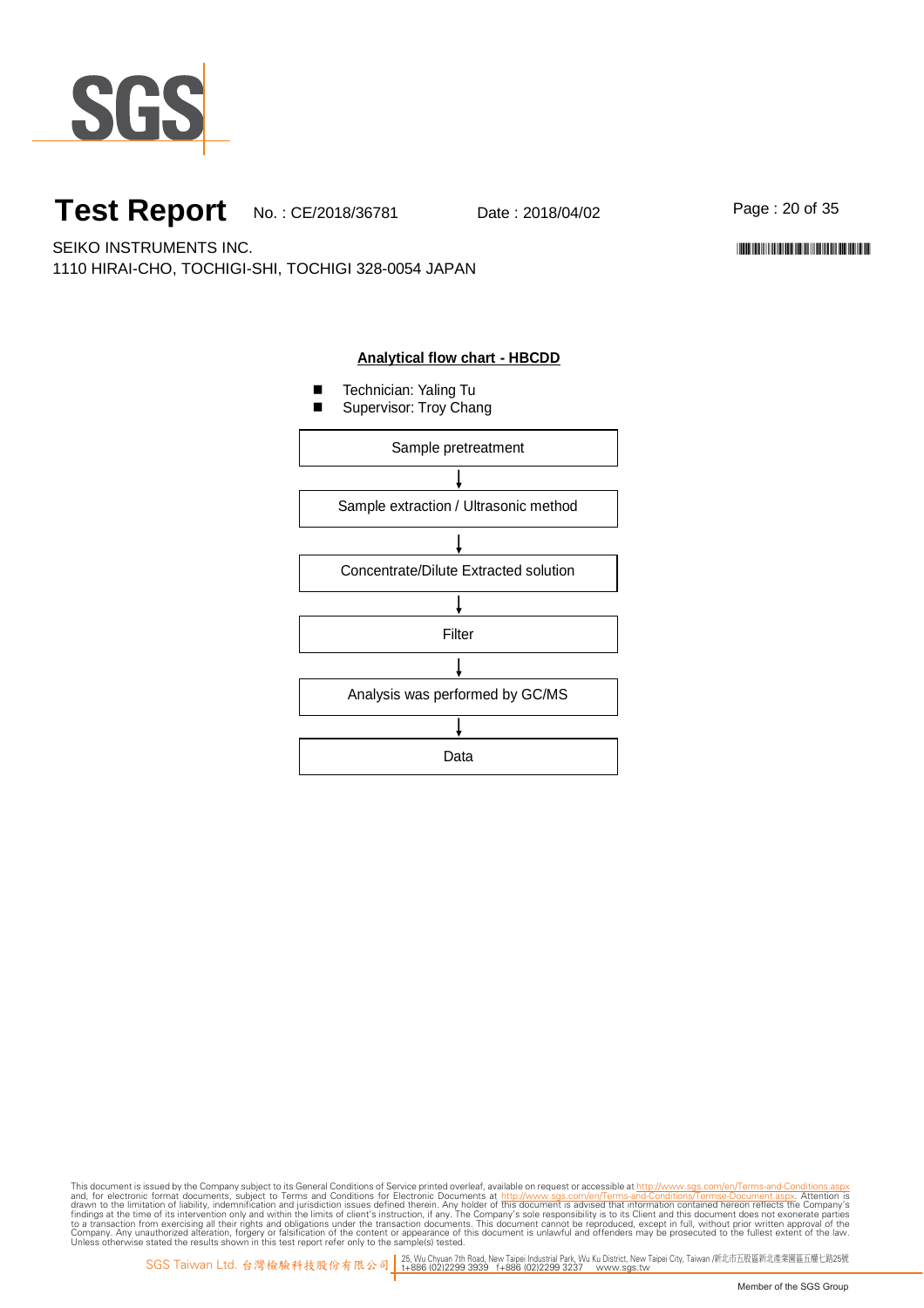# Test Report

No. : CE/2018/36781 Date : 2018/04/02

SEIKO INSTRUMENTS INC.
1110 HIRAI-CHO, TOCHIGI-SHI, TOCHIGI 328-0054 JAPAN

## Analytical flow chart - HBCDD

- Technician: Yaling Tu
- Supervisor: Troy Chang

Sample pretreatment

↓

Sample extraction / Ultrasonic method

↓

Concentrate/Dilute Extracted solution

↓

Filter

↓

Analysis was performed by GC/MS

↓

Data

This document is issued by the Company subject to its General Conditions of Service printed overleaf, available on request or accessible at http://www.sgs.com/en/Terms-and-Conditions.aspx and, for electronic format documents, subject to Terms and Conditions for Electronic Documents at http://www.sgs.com/en/Terms-and-Conditions/Termse-Document.aspx. Attention is drawn to the limitation of liability, indemnification and jurisdiction issues defined therein. Any holder of this document is advised that information contained hereon reflects the Company's findings at the time of its intervention only and within the limits of client's instruction, if any. The Company's sole responsibility is to its Client and this document does not exonerate parties to a transaction from exercising all their rights and obligations under the transaction documents. This document cannot be reproduced, except in full, without prior written approval of the Company. Any unauthorized alteration, forgery or falsification of the content or appearance of this document is unlawful and offenders may be prosecuted to the fullest extent of the law. Unless otherwise stated the results shown in this test report refer only to the sample(s) tested.

SGS Taiwan Ltd. 台灣檢驗科技股份有限公司 | 25, Wu Chyuan 7th Road, New Taipei Industrial Park, Wu Ku District, New Taipei City, Taiwan /新北市五股區新北產業園區五權七路25號 t+886 (02)2299 3939 f+886 (02)2299 3237 www.sgs.tw

Member of the SGS Group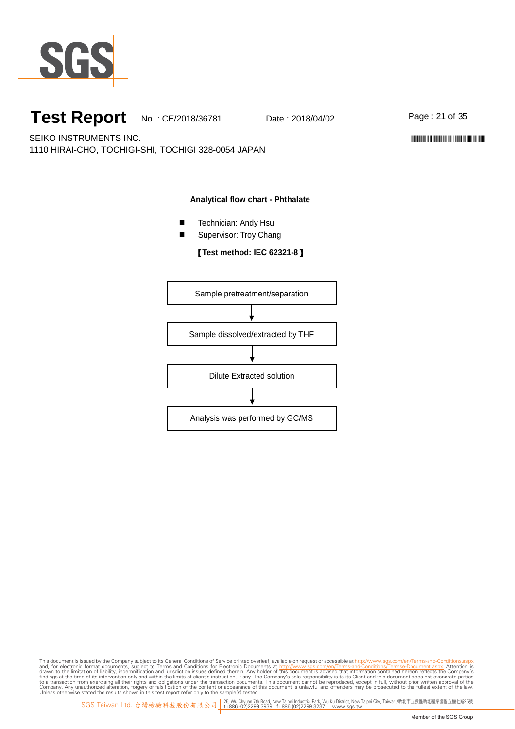## Analytical flow chart - Phthalate

- Technician: Andy Hsu
- Supervisor: Troy Chang

**【Test method: IEC 62321-8】**

Sample pretreatment/separation

↓

Sample dissolved/extracted by THF

↓

Dilute Extracted solution

↓

Analysis was performed by GC/MS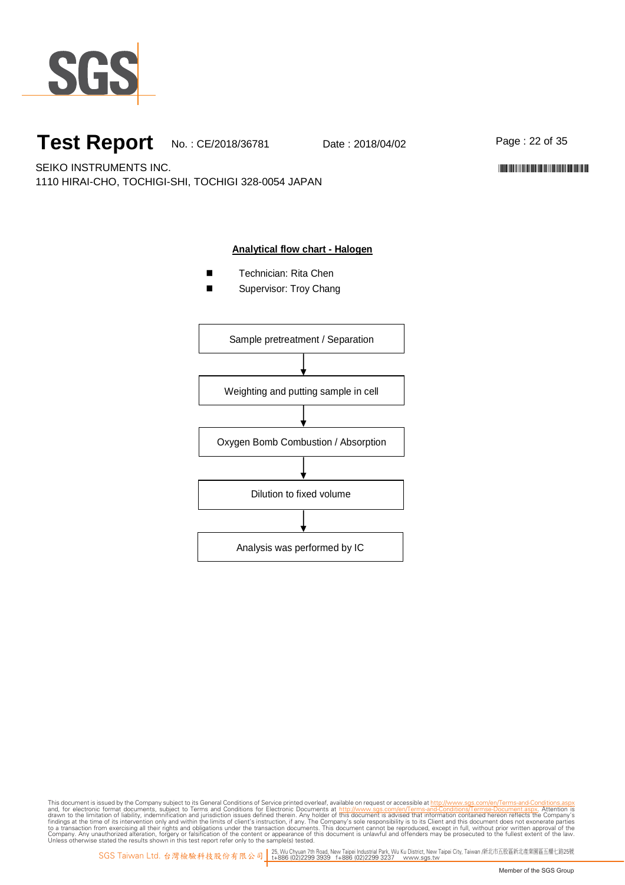# Test Report

No. : CE/2018/36781　　Date : 2018/04/02

SEIKO INSTRUMENTS INC.
1110 HIRAI-CHO, TOCHIGI-SHI, TOCHIGI 328-0054 JAPAN

## Analytical flow chart - Halogen

- Technician: Rita Chen
- Supervisor: Troy Chang

Sample pretreatment / Separation

↓

Weighting and putting sample in cell

↓

Oxygen Bomb Combustion / Absorption

↓

Dilution to fixed volume

↓

Analysis was performed by IC

This document is issued by the Company subject to its General Conditions of Service printed overleaf, available on request or accessible at http://www.sgs.com/en/Terms-and-Conditions.aspx and, for electronic format documents, subject to Terms and Conditions for Electronic Documents at http://www.sgs.com/en/Terms-and-Conditions/Terms-e-Document.aspx. Attention is drawn to the limitation of liability, indemnification and jurisdiction issues defined therein. Any holder of this document is advised that information contained hereon reflects the Company's findings at the time of its intervention only and within the limits of client's instruction, if any. The Company's sole responsibility is to its Client and this document does not exonerate parties to a transaction from exercising all their rights and obligations under the transaction documents. This document cannot be reproduced, except in full, without prior written approval of the Company. Any unauthorized alteration, forgery or falsification of the content or appearance of this document is unlawful and offenders may be prosecuted to the fullest extent of the law. Unless otherwise stated the results shown in this test report refer only to the sample(s) tested.

SGS Taiwan Ltd. 台灣檢驗科技股份有限公司 | 25, Wu Chyuan 7th Road, New Taipei Industrial Park, Wu Ku District, New Taipei City, Taiwan /新北市五股區新北產業園區五權七路25號 t+886 (02)2299 3939 f+886 (02)2299 3237 www.sgs.tw

Member of the SGS Group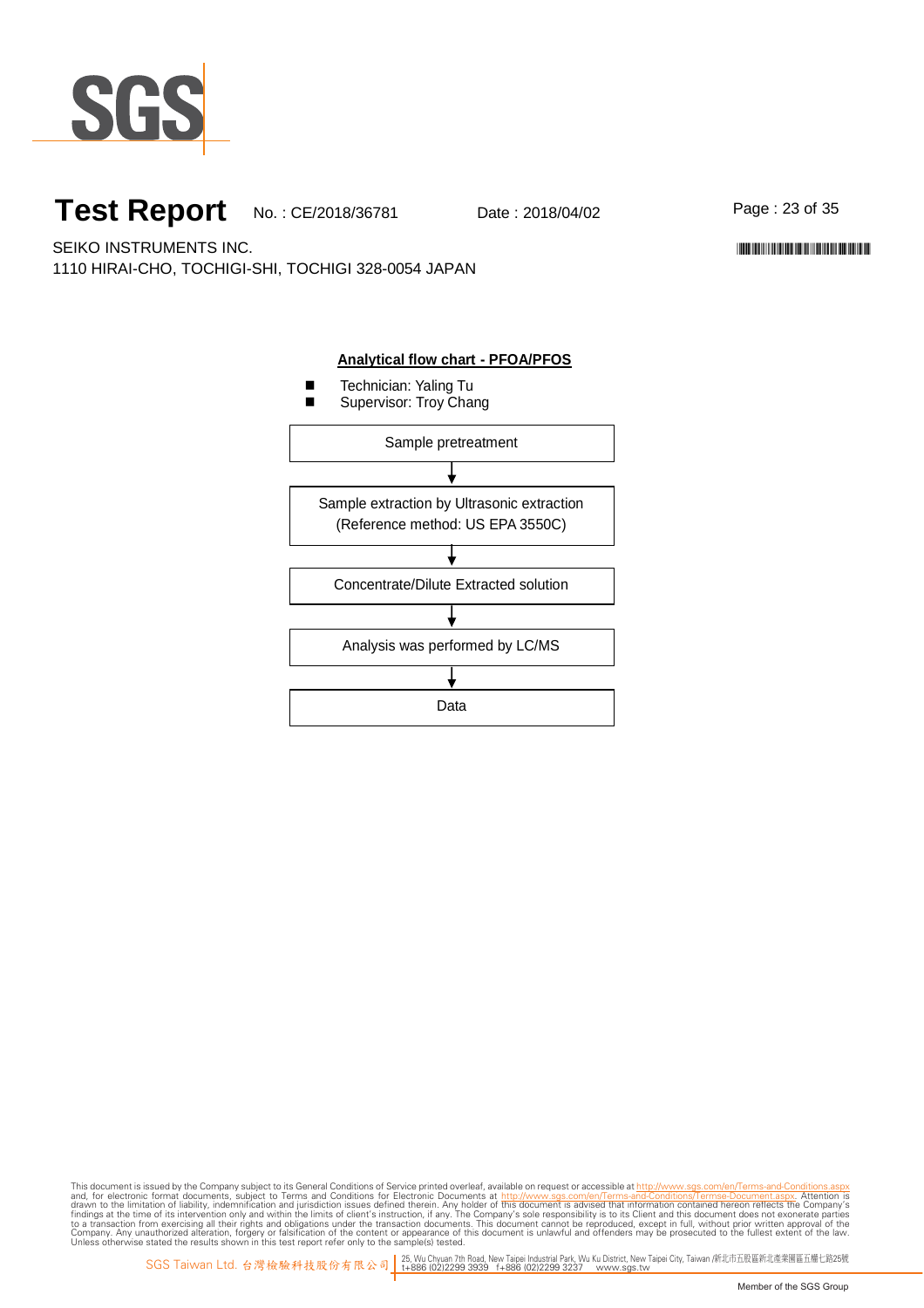# Test Report

No. : CE/2018/36781 Date : 2018/04/02

SEIKO INSTRUMENTS INC.
1110 HIRAI-CHO, TOCHIGI-SHI, TOCHIGI 328-0054 JAPAN

## Analytical flow chart - PFOA/PFOS

- Technician: Yaling Tu
- Supervisor: Troy Chang

Sample pretreatment

↓

Sample extraction by Ultrasonic extraction
(Reference method: US EPA 3550C)

↓

Concentrate/Dilute Extracted solution

↓

Analysis was performed by LC/MS

↓

Data

This document is issued by the Company subject to its General Conditions of Service printed overleaf, available on request or accessible at http://www.sgs.com/en/Terms-and-Conditions.aspx and, for electronic format documents, subject to Terms and Conditions for Electronic Documents at http://www.sgs.com/en/Terms-and-Conditions/Termse-Document.aspx. Attention is drawn to the limitation of liability, indemnification and jurisdiction issues defined therein. Any holder of this document is advised that information contained hereon reflects the Company's findings at the time of its intervention only and within the limits of client's instruction, if any. The Company's sole responsibility is to its Client and this document does not exonerate parties to a transaction from exercising all their rights and obligations under the transaction documents. This document cannot be reproduced, except in full, without prior written approval of the Company. Any unauthorized alteration, forgery or falsification of the content or appearance of this document is unlawful and offenders may be prosecuted to the fullest extent of the law. Unless otherwise stated the results shown in this test report refer only to the sample(s) tested.

SGS Taiwan Ltd. 台灣檢驗科技股份有限公司 | 25, Wu Chyuan 7th Road, New Taipei Industrial Park, Wu Ku District, New Taipei City, Taiwan /新北市五股區新北產業園區五權七路25號 t+886 (02)2299 3939 f+886 (02)2299 3237 www.sgs.tw

Member of the SGS Group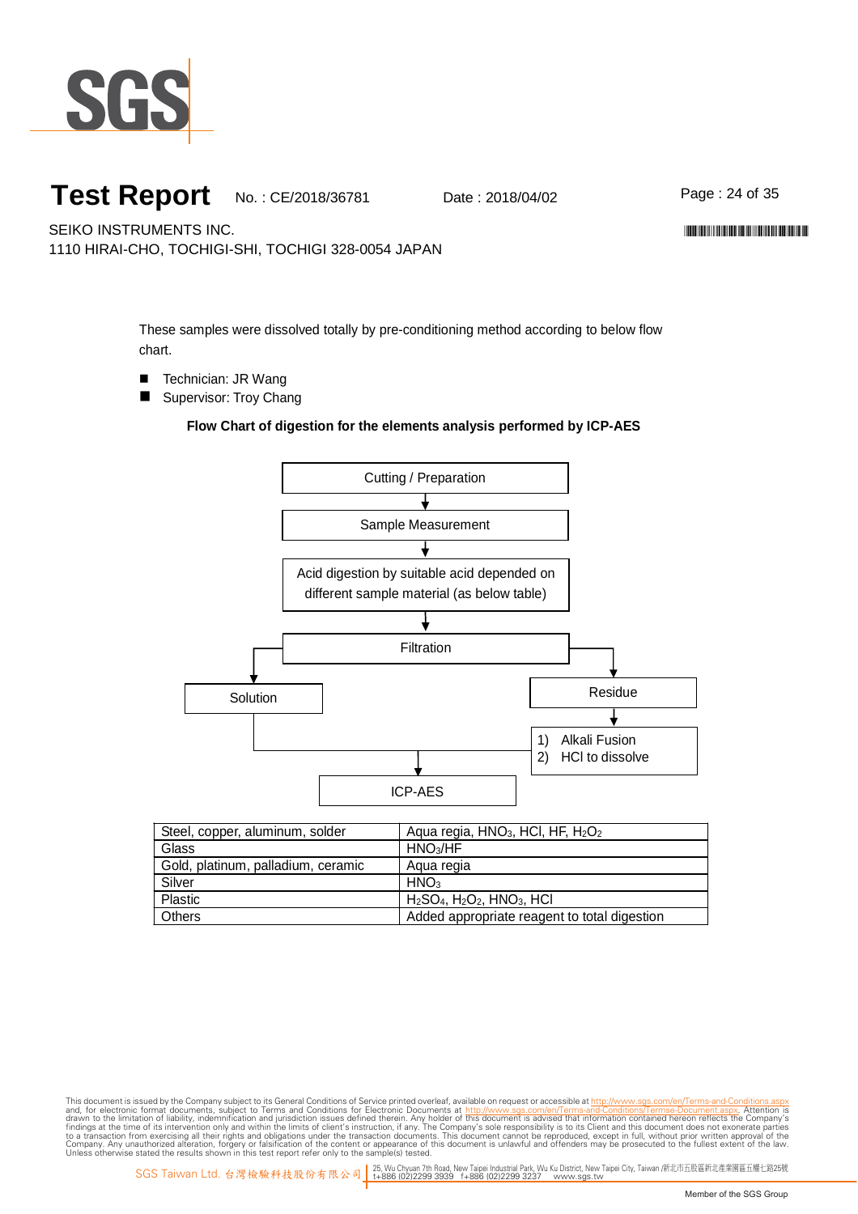# Test Report

No. : CE/2018/36781 Date : 2018/04/02

SEIKO INSTRUMENTS INC.
1110 HIRAI-CHO, TOCHIGI-SHI, TOCHIGI 328-0054 JAPAN

These samples were dissolved totally by pre-conditioning method according to below flow chart.

- Technician: JR Wang
- Supervisor: Troy Chang

**Flow Chart of digestion for the elements analysis performed by ICP-AES**

Cutting / Preparation
→ Sample Measurement
→ Acid digestion by suitable acid depended on different sample material (as below table)
→ Filtration
→ Solution → ICP-AES
→ Residue → 1) Alkali Fusion 2) HCl to dissolve → ICP-AES

| Steel, copper, aluminum, solder | Aqua regia, $HNO_3$, HCl, HF, $H_2O_2$ |
|---|---|
| Glass | $HNO_3$/HF |
| Gold, platinum, palladium, ceramic | Aqua regia |
| Silver | $HNO_3$ |
| Plastic | $H_2SO_4$, $H_2O_2$, $HNO_3$, HCl |
| Others | Added appropriate reagent to total digestion |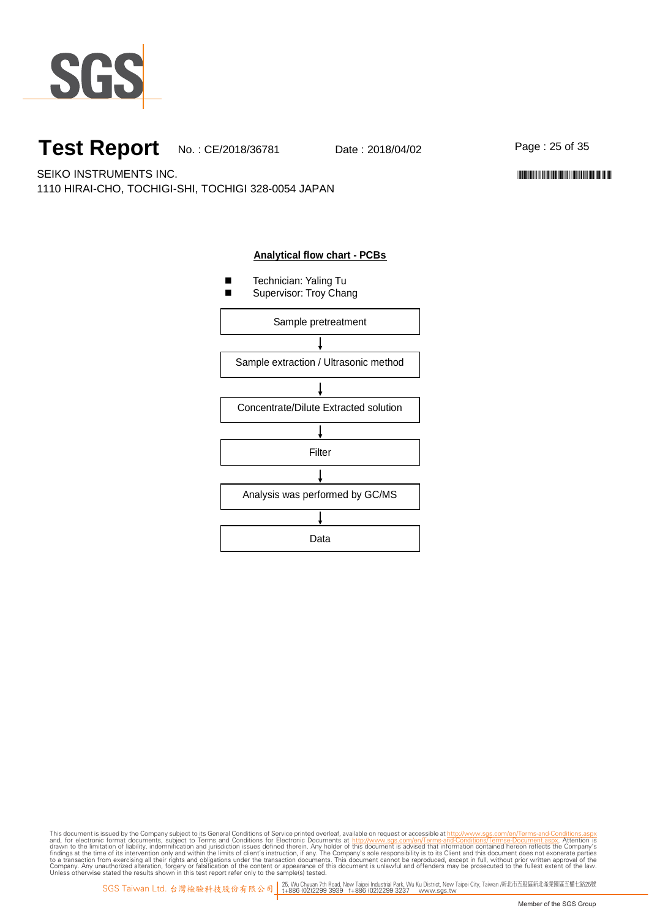# Test Report

No. : CE/2018/36781    Date : 2018/04/02

SEIKO INSTRUMENTS INC.
1110 HIRAI-CHO, TOCHIGI-SHI, TOCHIGI 328-0054 JAPAN

## Analytical flow chart - PCBs

- Technician: Yaling Tu
- Supervisor: Troy Chang

Sample pretreatment
↓
Sample extraction / Ultrasonic method
↓
Concentrate/Dilute Extracted solution
↓
Filter
↓
Analysis was performed by GC/MS
↓
Data

This document is issued by the Company subject to its General Conditions of Service printed overleaf, available on request or accessible at http://www.sgs.com/en/Terms-and-Conditions.aspx and, for electronic format documents, subject to Terms and Conditions for Electronic Documents at http://www.sgs.com/en/Terms-and-Conditions/Termse-Document.aspx. Attention is drawn to the limitation of liability, indemnification and jurisdiction issues defined therein. Any holder of this document is advised that information contained hereon reflects the Company's findings at the time of its intervention only and within the limits of client's instruction, if any. The Company's sole responsibility is to its Client and this document does not exonerate parties to a transaction from exercising all their rights and obligations under the transaction documents. This document cannot be reproduced, except in full, without prior written approval of the Company. Any unauthorized alteration, forgery or falsification of the content or appearance of this document is unlawful and offenders may be prosecuted to the fullest extent of the law. Unless otherwise stated the results shown in this test report refer only to the sample(s) tested.

SGS Taiwan Ltd. 台灣檢驗科技股份有限公司 | 25, Wu Chyuan 7th Road, New Taipei Industrial Park, Wu Ku District, New Taipei City, Taiwan /新北市五股區新北產業園區五權七路25號 t+886 (02)2299 3939 f+886 (02)2299 3237 www.sgs.tw

Member of the SGS Group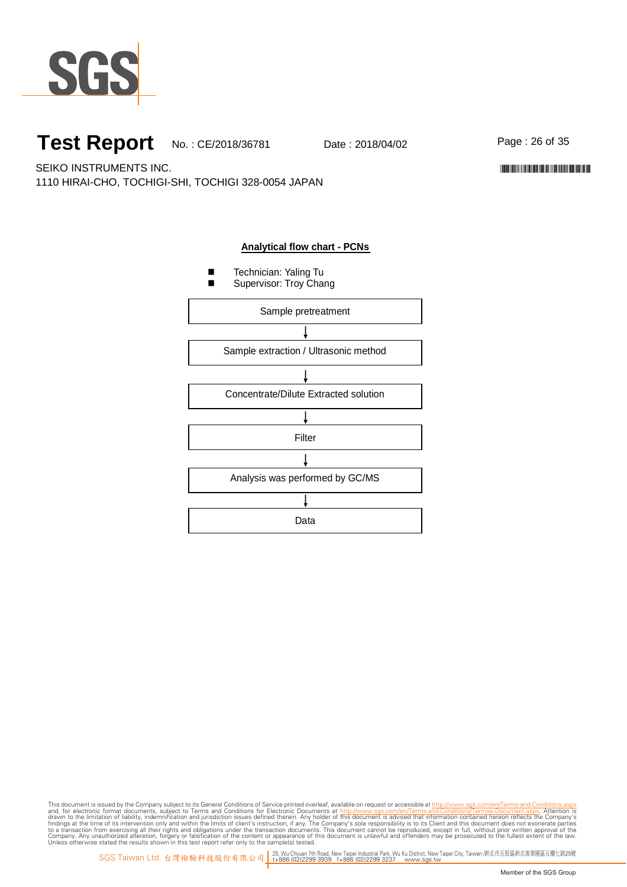## Analytical flow chart - PCNs

- Technician: Yaling Tu
- Supervisor: Troy Chang

Sample pretreatment

↓

Sample extraction / Ultrasonic method

↓

Concentrate/Dilute Extracted solution

↓

Filter

↓

Analysis was performed by GC/MS

↓

Data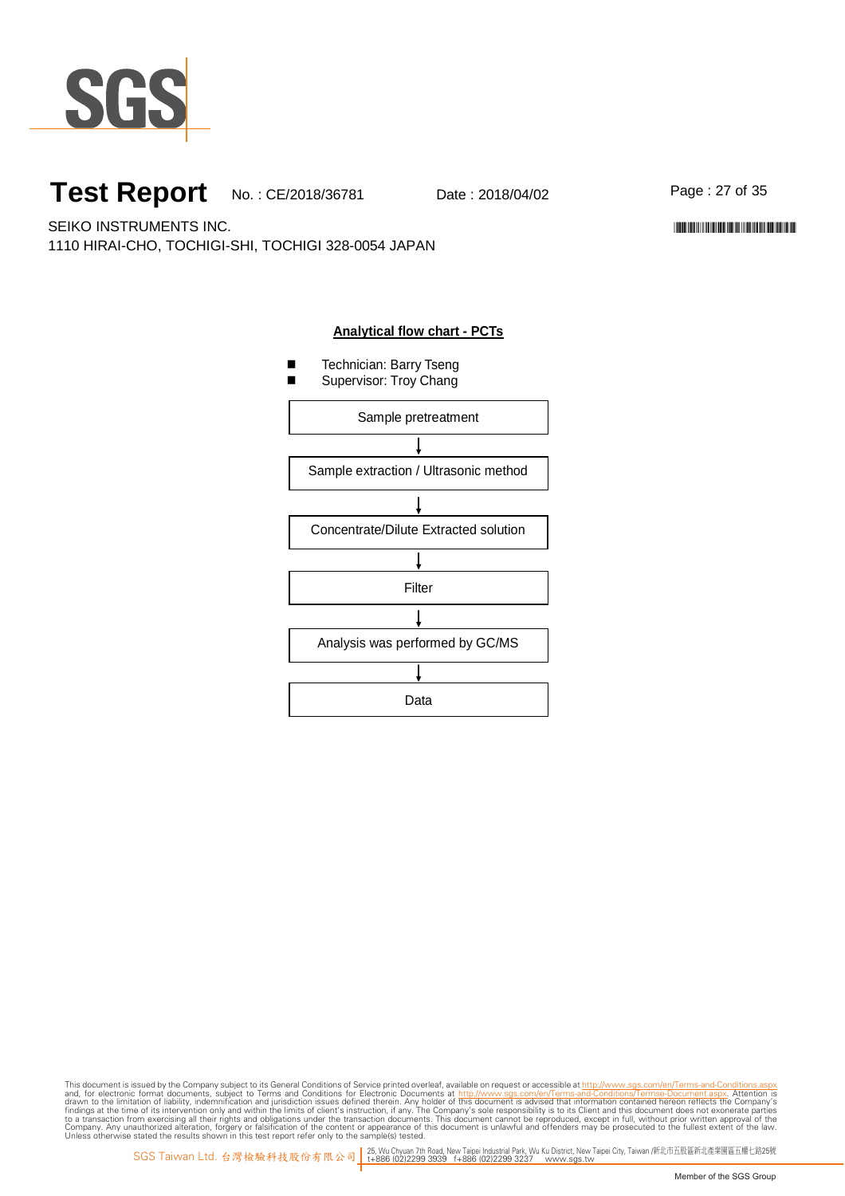# Test Report

No. : CE/2018/36781 Date : 2018/04/02

SEIKO INSTRUMENTS INC.
1110 HIRAI-CHO, TOCHIGI-SHI, TOCHIGI 328-0054 JAPAN

## Analytical flow chart - PCTs

- Technician: Barry Tseng
- Supervisor: Troy Chang

Sample pretreatment

↓

Sample extraction / Ultrasonic method

↓

Concentrate/Dilute Extracted solution

↓

Filter

↓

Analysis was performed by GC/MS

↓

Data

This document is issued by the Company subject to its General Conditions of Service printed overleaf, available on request or accessible at http://www.sgs.com/en/Terms-and-Conditions.aspx and, for electronic format documents, subject to Terms and Conditions for Electronic Documents at http://www.sgs.com/en/Terms-and-Conditions/Termse-Document.aspx. Attention is drawn to the limitation of liability, indemnification and jurisdiction issues defined therein. Any holder of this document is advised that information contained hereon reflects the Company's findings at the time of its intervention only and within the limits of client's instruction, if any. The Company's sole responsibility is to its Client and this document does not exonerate parties to a transaction from exercising all their rights and obligations under the transaction documents. This document cannot be reproduced, except in full, without prior written approval of the Company. Any unauthorized alteration, forgery or falsification of the content or appearance of this document is unlawful and offenders may be prosecuted to the fullest extent of the law. Unless otherwise stated the results shown in this test report refer only to the sample(s) tested.

SGS Taiwan Ltd. 台灣檢驗科技股份有限公司 | 25, Wu Chyuan 7th Road, New Taipei Industrial Park, Wu Ku District, New Taipei City, Taiwan /新北市五股區新北產業園區五權七路25號 t+886 (02)2299 3939 f+886 (02)2299 3237 www.sgs.tw

Member of the SGS Group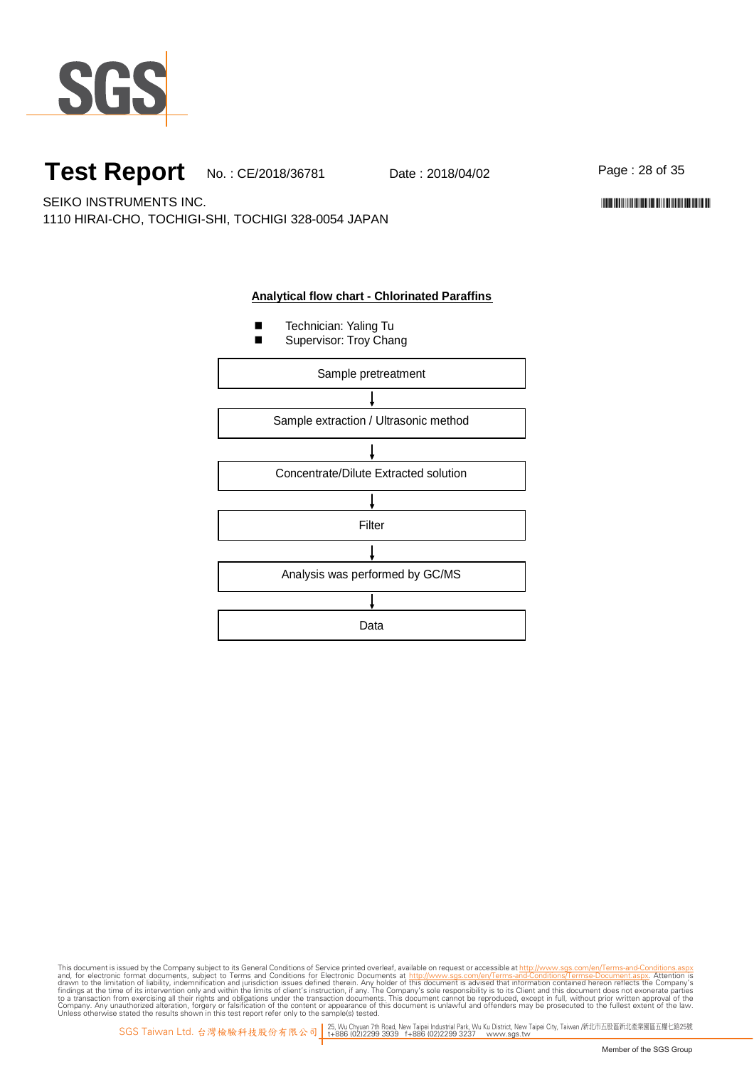# Test Report

No. : CE/2018/36781    Date : 2018/04/02

SEIKO INSTRUMENTS INC.
1110 HIRAI-CHO, TOCHIGI-SHI, TOCHIGI 328-0054 JAPAN

## Analytical flow chart - Chlorinated Paraffins

- Technician: Yaling Tu
- Supervisor: Troy Chang

Sample pretreatment

↓

Sample extraction / Ultrasonic method

↓

Concentrate/Dilute Extracted solution

↓

Filter

↓

Analysis was performed by GC/MS

↓

Data

This document is issued by the Company subject to its General Conditions of Service printed overleaf, available on request or accessible at http://www.sgs.com/en/Terms-and-Conditions.aspx and, for electronic format documents, subject to Terms and Conditions for Electronic Documents at http://www.sgs.com/en/Terms-and-Conditions/Termse-Document.aspx. Attention is drawn to the limitation of liability, indemnification and jurisdiction issues defined therein. Any holder of this document is advised that information contained hereon reflects the Company's findings at the time of its intervention only and within the limits of client's instruction, if any. The Company's sole responsibility is to its Client and this document does not exonerate parties to a transaction from exercising all their rights and obligations under the transaction documents. This document cannot be reproduced, except in full, without prior written approval of the Company. Any unauthorized alteration, forgery or falsification of the content or appearance of this document is unlawful and offenders may be prosecuted to the fullest extent of the law. Unless otherwise stated the results shown in this test report refer only to the sample(s) tested.

SGS Taiwan Ltd. 台灣檢驗科技股份有限公司 | 25, Wu Chyuan 7th Road, New Taipei Industrial Park, Wu Ku District, New Taipei City, Taiwan /新北市五股區新北產業園區五權七路25號 t+886 (02)2299 3939 f+886 (02)2299 3237 www.sgs.tw

Member of the SGS Group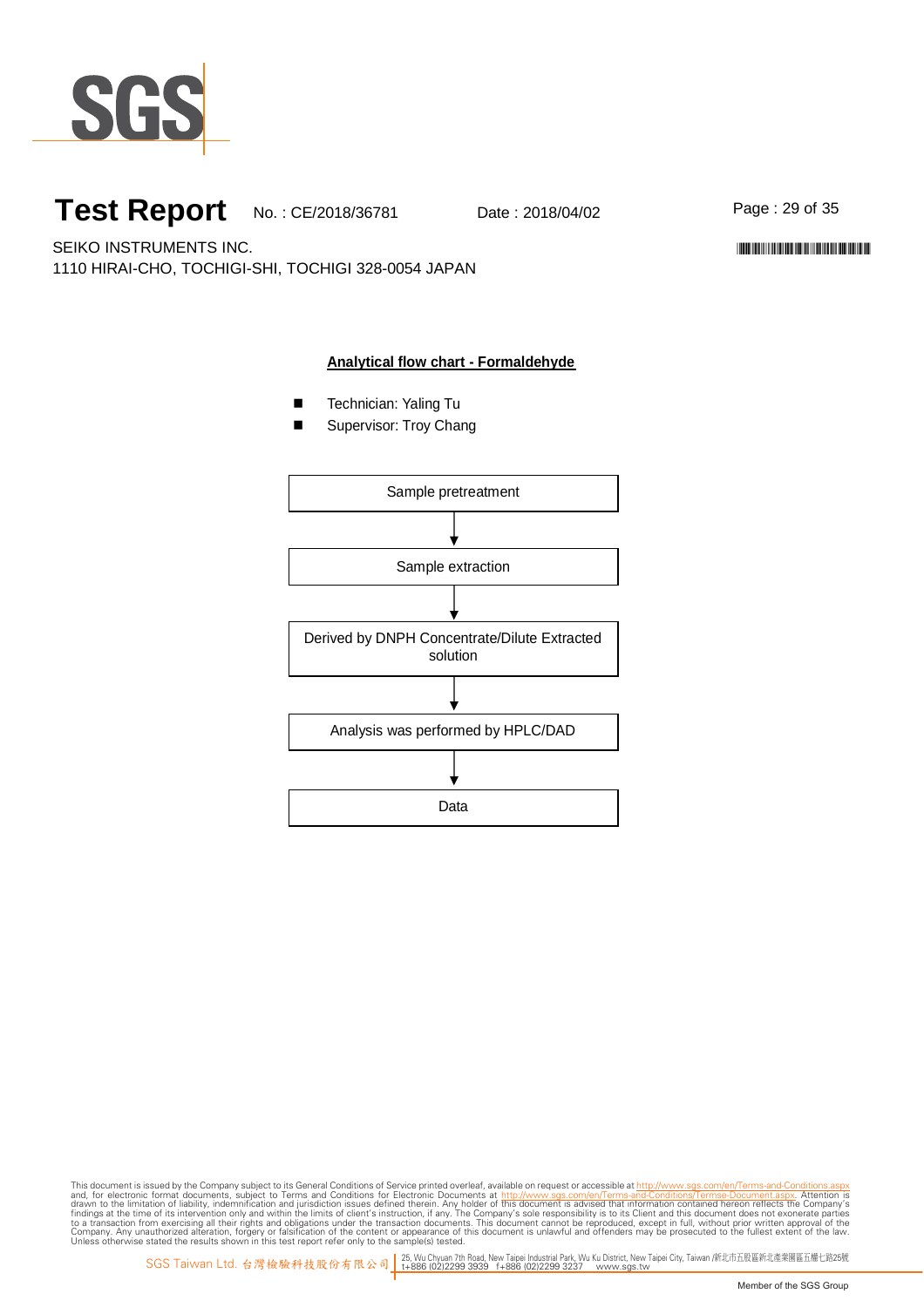# Test Report

No. : CE/2018/36781    Date : 2018/04/02

SEIKO INSTRUMENTS INC.
1110 HIRAI-CHO, TOCHIGI-SHI, TOCHIGI 328-0054 JAPAN

## Analytical flow chart - Formaldehyde

- Technician: Yaling Tu
- Supervisor: Troy Chang

Sample pretreatment

↓

Sample extraction

↓

Derived by DNPH Concentrate/Dilute Extracted solution

↓

Analysis was performed by HPLC/DAD

↓

Data

This document is issued by the Company subject to its General Conditions of Service printed overleaf, available on request or accessible at http://www.sgs.com/en/Terms-and-Conditions.aspx and, for electronic format documents, subject to Terms and Conditions for Electronic Documents at http://www.sgs.com/en/Terms-and-Conditions/Termse-Document.aspx. Attention is drawn to the limitation of liability, indemnification and jurisdiction issues defined therein. Any holder of this document is advised that information contained hereon reflects the Company's findings at the time of its intervention only and within the limits of client's instruction, if any. The Company's sole responsibility is to its Client and this document does not exonerate parties to a transaction from exercising all their rights and obligations under the transaction documents. This document cannot be reproduced, except in full, without prior written approval of the Company. Any unauthorized alteration, forgery or falsification of the content or appearance of this document is unlawful and offenders may be prosecuted to the fullest extent of the law. Unless otherwise stated the results shown in this test report refer only to the sample(s) tested.

SGS Taiwan Ltd. 台灣檢驗科技股份有限公司 | 25, Wu Chyuan 7th Road, New Taipei Industrial Park, Wu Ku District, New Taipei City, Taiwan /新北市五股區新北產業園區五權七路25號 t+886 (02)2299 3939 f+886 (02)2299 3237 www.sgs.tw

Member of the SGS Group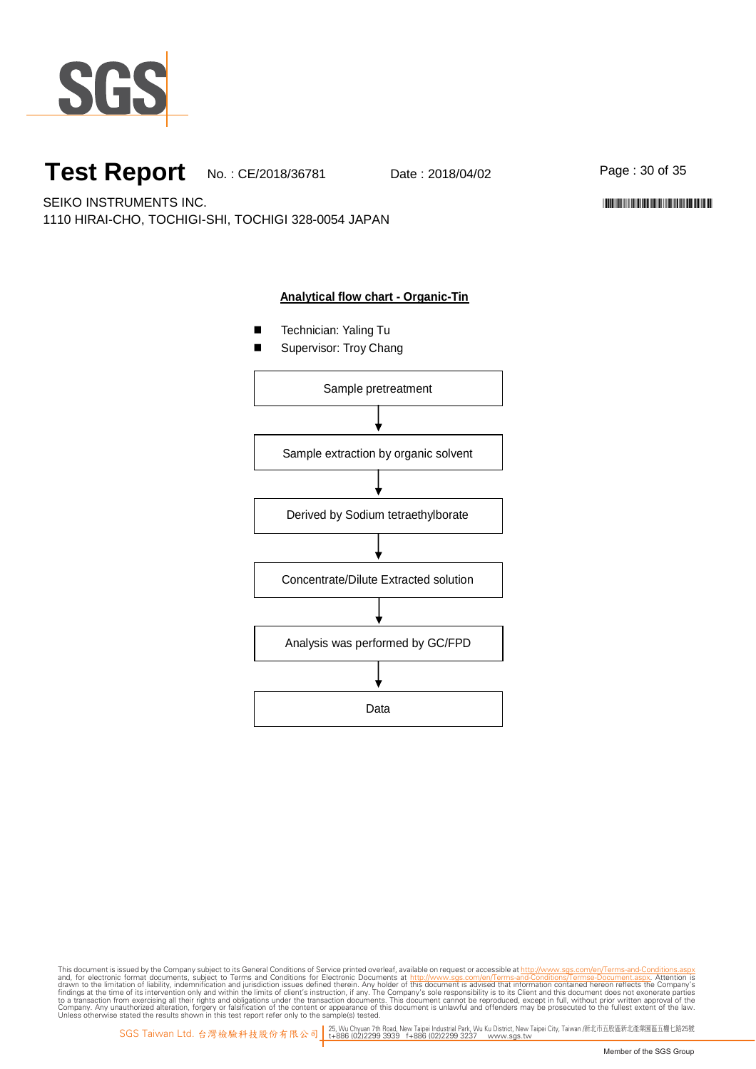# Test Report

No. : CE/2018/36781 Date : 2018/04/02

SEIKO INSTRUMENTS INC.
1110 HIRAI-CHO, TOCHIGI-SHI, TOCHIGI 328-0054 JAPAN

## Analytical flow chart - Organic-Tin

- Technician: Yaling Tu
- Supervisor: Troy Chang

Sample pretreatment

↓

Sample extraction by organic solvent

↓

Derived by Sodium tetraethylborate

↓

Concentrate/Dilute Extracted solution

↓

Analysis was performed by GC/FPD

↓

Data

This document is issued by the Company subject to its General Conditions of Service printed overleaf, available on request or accessible at http://www.sgs.com/en/Terms-and-Conditions.aspx and, for electronic format documents, subject to Terms and Conditions for Electronic Documents at http://www.sgs.com/en/Terms-and-Conditions/Termse-Document.aspx. Attention is drawn to the limitation of liability, indemnification and jurisdiction issues defined therein. Any holder of this document is advised that information contained hereon reflects the Company's findings at the time of its intervention only and within the limits of client's instruction, if any. The Company's sole responsibility is to its Client and this document does not exonerate parties to a transaction from exercising all their rights and obligations under the transaction documents. This document cannot be reproduced, except in full, without prior written approval of the Company. Any unauthorized alteration, forgery or falsification of the content or appearance of this document is unlawful and offenders may be prosecuted to the fullest extent of the law. Unless otherwise stated the results shown in this test report refer only to the sample(s) tested.

SGS Taiwan Ltd. 台灣檢驗科技股份有限公司 | 25, Wu Chyuan 7th Road, New Taipei Industrial Park, Wu Ku District, New Taipei City, Taiwan /新北市五股區新北產業園區五權七路25號 t+886 (02)2299 3939 f+886 (02)2299 3237 www.sgs.tw

Member of the SGS Group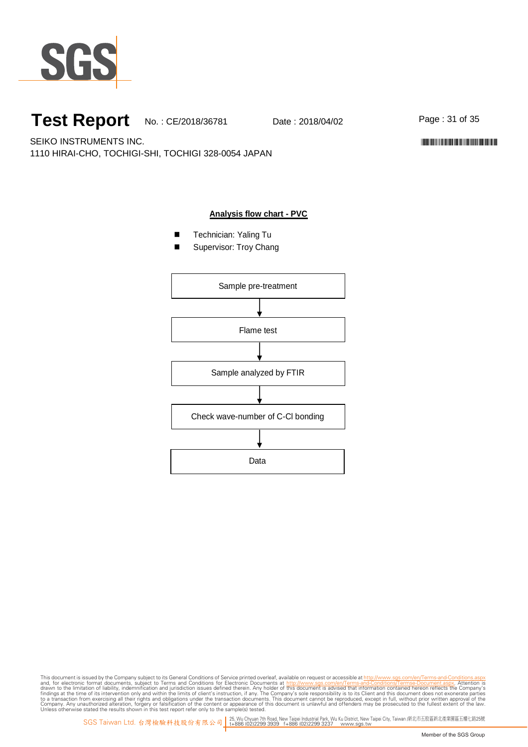# Test Report

No. : CE/2018/36781 Date : 2018/04/02

SEIKO INSTRUMENTS INC.
1110 HIRAI-CHO, TOCHIGI-SHI, TOCHIGI 328-0054 JAPAN

**Analysis flow chart - PVC**

- Technician: Yaling Tu
- Supervisor: Troy Chang

Sample pre-treatment
↓
Flame test
↓
Sample analyzed by FTIR
↓
Check wave-number of C-Cl bonding
↓
Data

This document is issued by the Company subject to its General Conditions of Service printed overleaf, available on request or accessible at http://www.sgs.com/en/Terms-and-Conditions.aspx and, for electronic format documents, subject to Terms and Conditions for Electronic Documents at http://www.sgs.com/en/Terms-and-Conditions/Termse-Document.aspx. Attention is drawn to the limitation of liability, indemnification and jurisdiction issues defined therein. Any holder of this document is advised that information contained hereon reflects the Company's findings at the time of its intervention only and within the limits of client's instruction, if any. The Company's sole responsibility is to its Client and this document does not exonerate parties to a transaction from exercising all their rights and obligations under the transaction documents. This document cannot be reproduced, except in full, without prior written approval of the Company. Any unauthorized alteration, forgery or falsification of the content or appearance of this document is unlawful and offenders may be prosecuted to the fullest extent of the law. Unless otherwise stated the results shown in this test report refer only to the sample(s) tested.

SGS Taiwan Ltd. 台灣檢驗科技股份有限公司 | 25, Wu Chyuan 7th Road, New Taipei Industrial Park, Wu Ku District, New Taipei City, Taiwan /新北市五股區新北產業園區五權七路25號 t+886 (02)2299 3939 f+886 (02)2299 3237 www.sgs.tw

Member of the SGS Group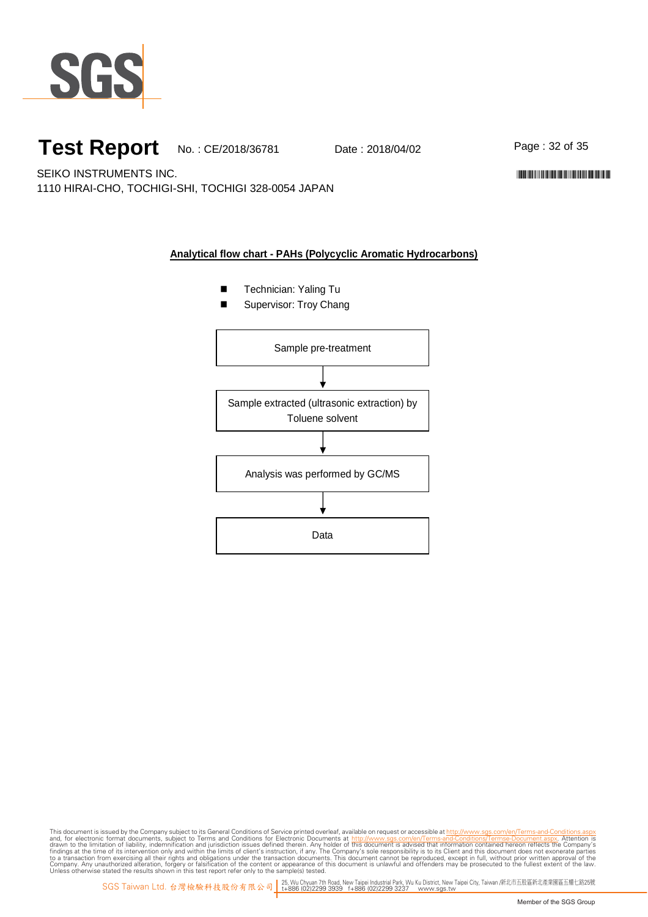# Test Report

No. : CE/2018/36781 Date : 2018/04/02

SEIKO INSTRUMENTS INC.
1110 HIRAI-CHO, TOCHIGI-SHI, TOCHIGI 328-0054 JAPAN

## Analytical flow chart - PAHs (Polycyclic Aromatic Hydrocarbons)

- Technician: Yaling Tu
- Supervisor: Troy Chang

Sample pre-treatment

↓

Sample extracted (ultrasonic extraction) by Toluene solvent

↓

Analysis was performed by GC/MS

↓

Data

This document is issued by the Company subject to its General Conditions of Service printed overleaf, available on request or accessible at http://www.sgs.com/en/Terms-and-Conditions.aspx and, for electronic format documents, subject to Terms and Conditions for Electronic Documents at http://www.sgs.com/en/Terms-and-Conditions/Termse-Document.aspx. Attention is drawn to the limitation of liability, indemnification and jurisdiction issues defined therein. Any holder of this document is advised that information contained hereon reflects the Company's findings at the time of its intervention only and within the limits of client's instruction, if any. The Company's sole responsibility is to its Client and this document does not exonerate parties to a transaction from exercising all their rights and obligations under the transaction documents. This document cannot be reproduced, except in full, without prior written approval of the Company. Any unauthorized alteration, forgery or falsification of the content or appearance of this document is unlawful and offenders may be prosecuted to the fullest extent of the law. Unless otherwise stated the results shown in this test report refer only to the sample(s) tested.

SGS Taiwan Ltd. 台灣檢驗科技股份有限公司 | 25, Wu Chyuan 7th Road, New Taipei Industrial Park, Wu Ku District, New Taipei City, Taiwan /新北市五股區新北產業園區五權七路25號 t+886 (02)2299 3939 f+886 (02)2299 3237 www.sgs.tw

Member of the SGS Group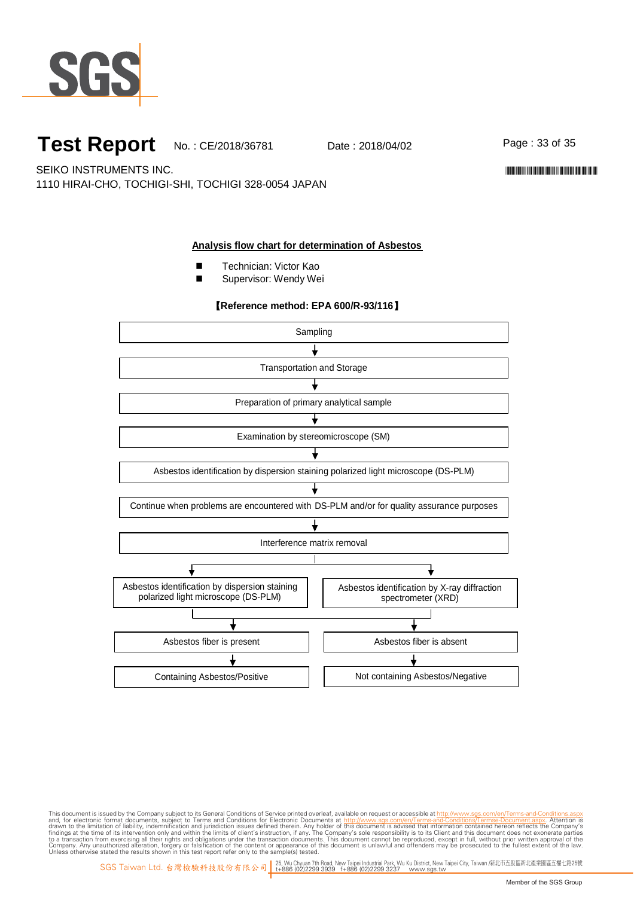# Test Report

No. : CE/2018/36781 Date : 2018/04/02

SEIKO INSTRUMENTS INC.
1110 HIRAI-CHO, TOCHIGI-SHI, TOCHIGI 328-0054 JAPAN

## Analysis flow chart for determination of Asbestos

- Technician: Victor Kao
- Supervisor: Wendy Wei

**【Reference method: EPA 600/R-93/116】**

Sampling
↓
Transportation and Storage
↓
Preparation of primary analytical sample
↓
Examination by stereomicroscope (SM)
↓
Asbestos identification by dispersion staining polarized light microscope (DS-PLM)
↓
Continue when problems are encountered with DS-PLM and/or for quality assurance purposes
↓
Interference matrix removal
↓

| Asbestos identification by dispersion staining polarized light microscope (DS-PLM) | Asbestos identification by X-ray diffraction spectrometer (XRD) |
|---|---|
| ↓ | ↓ |
| Asbestos fiber is present | Asbestos fiber is absent |
| ↓ | ↓ |
| Containing Asbestos/Positive | Not containing Asbestos/Negative |

This document is issued by the Company subject to its General Conditions of Service printed overleaf, available on request or accessible at http://www.sgs.com/en/Terms-and-Conditions.aspx and, for electronic format documents, subject to Terms and Conditions for Electronic Documents at http://www.sgs.com/en/Terms-and-Conditions/Termse-Document.aspx. Attention is drawn to the limitation of liability, indemnification and jurisdiction issues defined therein. Any holder of this document is advised that information contained hereon reflects the Company's findings at the time of its intervention only and within the limits of client's instruction, if any. The Company's sole responsibility is to its Client and this document does not exonerate parties to a transaction from exercising all their rights and obligations under the transaction documents. This document cannot be reproduced, except in full, without prior written approval of the Company. Any unauthorized alteration, forgery or falsification of the content or appearance of this document is unlawful and offenders may be prosecuted to the fullest extent of the law. Unless otherwise stated the results shown in this test report refer only to the sample(s) tested.

SGS Taiwan Ltd. 台灣檢驗科技股份有限公司 | 25, Wu Chyuan 7th Road, New Taipei Industrial Park, Wu Ku District, New Taipei City, Taiwan /新北市五股區新北產業園區五權七路25號 t+886 (02)2299 3939 f+886 (02)2299 3237 www.sgs.tw

Member of the SGS Group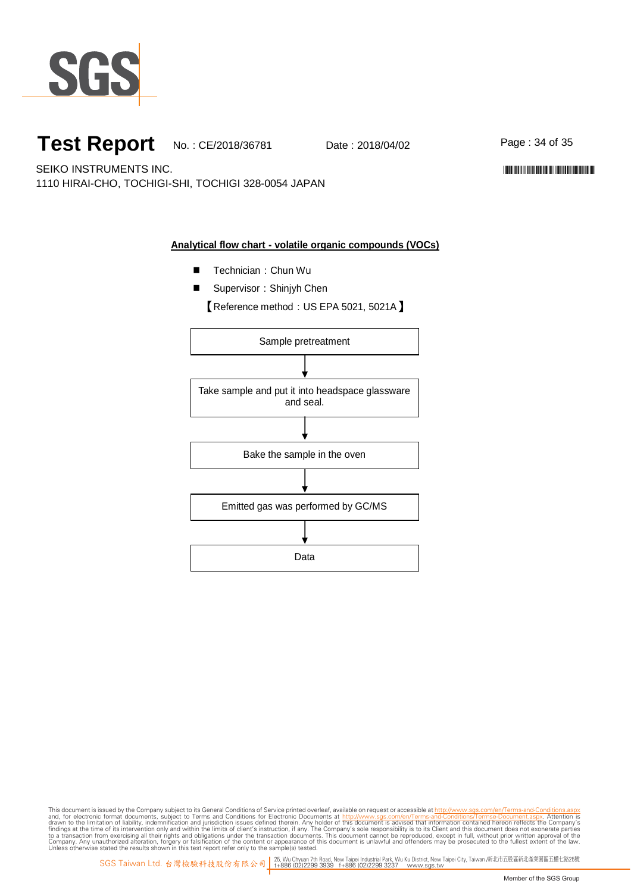**Test Report** No. : CE/2018/36781 Date : 2018/04/02

SEIKO INSTRUMENTS INC.
1110 HIRAI-CHO, TOCHIGI-SHI, TOCHIGI 328-0054 JAPAN

## Analytical flow chart - volatile organic compounds (VOCs)

- Technician：Chun Wu
- Supervisor：Shinjyh Chen

【Reference method：US EPA 5021, 5021A】

Sample pretreatment

↓

Take sample and put it into headspace glassware and seal.

↓

Bake the sample in the oven

↓

Emitted gas was performed by GC/MS

↓

Data

This document is issued by the Company subject to its General Conditions of Service printed overleaf, available on request or accessible at http://www.sgs.com/en/Terms-and-Conditions.aspx and, for electronic format documents, subject to Terms and Conditions for Electronic Documents at http://www.sgs.com/en/Terms-and-Conditions/Termse-Document.aspx. Attention is drawn to the limitation of liability, indemnification and jurisdiction issues defined therein. Any holder of this document is advised that information contained hereon reflects the Company's findings at the time of its intervention only and within the limits of client's instruction, if any. The Company's sole responsibility is to its Client and this document does not exonerate parties to a transaction from exercising all their rights and obligations under the transaction documents. This document cannot be reproduced, except in full, without prior written approval of the Company. Any unauthorized alteration, forgery or falsification of the content or appearance of this document is unlawful and offenders may be prosecuted to the fullest extent of the law. Unless otherwise stated the results shown in this test report refer only to the sample(s) tested.

SGS Taiwan Ltd. 台灣檢驗科技股份有限公司 | 25, Wu Chyuan 7th Road, New Taipei Industrial Park, Wu Ku District, New Taipei City, Taiwan /新北市五股區新北產業園區五權七路25號 t+886 (02)2299 3939 f+886 (02)2299 3237 www.sgs.tw

Member of the SGS Group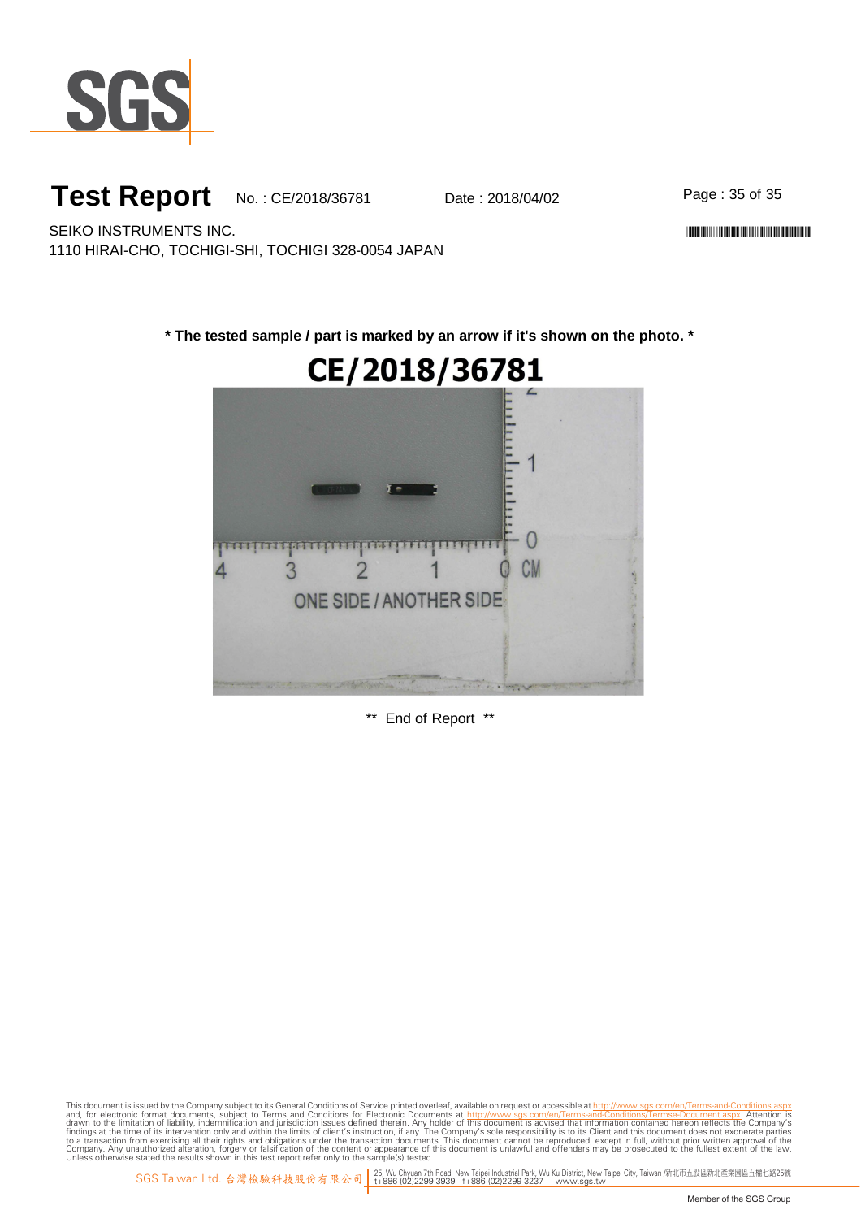# Test Report

No. : CE/2018/36781　　Date : 2018/04/02

SEIKO INSTRUMENTS INC.
1110 HIRAI-CHO, TOCHIGI-SHI, TOCHIGI 328-0054 JAPAN

**\* The tested sample / part is marked by an arrow if it's shown on the photo. \***

CE/2018/36781

ONE SIDE / ANOTHER SIDE

\*\* End of Report \*\*

This document is issued by the Company subject to its General Conditions of Service printed overleaf, available on request or accessible at http://www.sgs.com/en/Terms-and-Conditions.aspx and, for electronic format documents, subject to Terms and Conditions for Electronic Documents at http://www.sgs.com/en/Terms-and-Conditions/Terms-e-Document.aspx. Attention is drawn to the limitation of liability, indemnification and jurisdiction issues defined therein. Any holder of this document is advised that information contained hereon reflects the Company's findings at the time of its intervention only and within the limits of client's instruction, if any. The Company's sole responsibility is to its Client and this document does not exonerate parties to a transaction from exercising all their rights and obligations under the transaction documents. This document cannot be reproduced, except in full, without prior written approval of the Company. Any unauthorized alteration, forgery or falsification of the content or appearance of this document is unlawful and offenders may be prosecuted to the fullest extent of the law. Unless otherwise stated the results shown in this test report refer only to the sample(s) tested.

SGS Taiwan Ltd. 台灣檢驗科技股份有限公司 | 25, Wu Chyuan 7th Road, New Taipei Industrial Park, Wu Ku District, New Taipei City, Taiwan /新北市五股區新北產業園區五權七路25號 t+886 (02)2299 3939 f+886 (02)2299 3237 www.sgs.tw

Member of the SGS Group